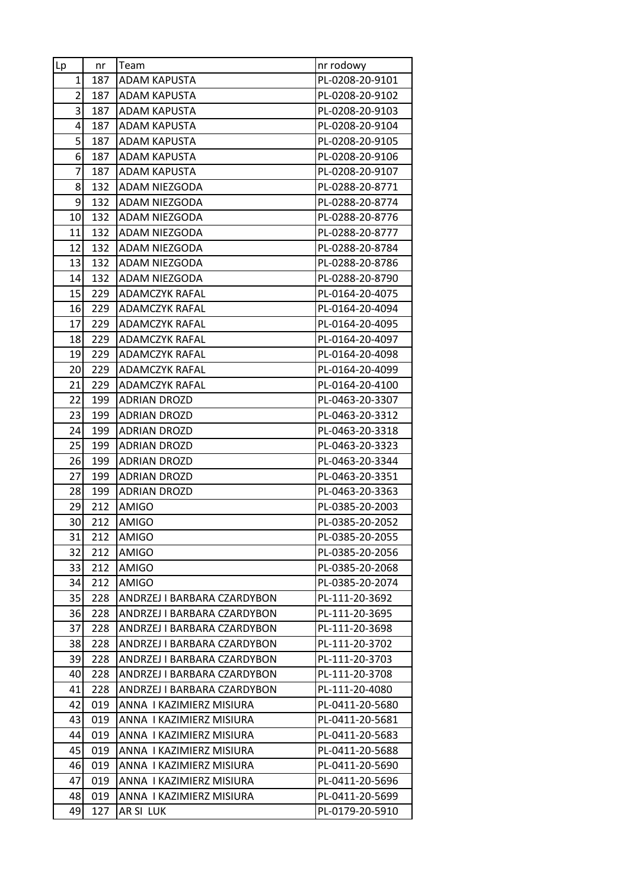| Lp | nr | Team | nr rodowy |
|---|---|---|---|
| 1 | 187 | ADAM KAPUSTA | PL-0208-20-9101 |
| 2 | 187 | ADAM KAPUSTA | PL-0208-20-9102 |
| 3 | 187 | ADAM KAPUSTA | PL-0208-20-9103 |
| 4 | 187 | ADAM KAPUSTA | PL-0208-20-9104 |
| 5 | 187 | ADAM KAPUSTA | PL-0208-20-9105 |
| 6 | 187 | ADAM KAPUSTA | PL-0208-20-9106 |
| 7 | 187 | ADAM KAPUSTA | PL-0208-20-9107 |
| 8 | 132 | ADAM NIEZGODA | PL-0288-20-8771 |
| 9 | 132 | ADAM NIEZGODA | PL-0288-20-8774 |
| 10 | 132 | ADAM NIEZGODA | PL-0288-20-8776 |
| 11 | 132 | ADAM NIEZGODA | PL-0288-20-8777 |
| 12 | 132 | ADAM NIEZGODA | PL-0288-20-8784 |
| 13 | 132 | ADAM NIEZGODA | PL-0288-20-8786 |
| 14 | 132 | ADAM NIEZGODA | PL-0288-20-8790 |
| 15 | 229 | ADAMCZYK RAFAL | PL-0164-20-4075 |
| 16 | 229 | ADAMCZYK RAFAL | PL-0164-20-4094 |
| 17 | 229 | ADAMCZYK RAFAL | PL-0164-20-4095 |
| 18 | 229 | ADAMCZYK RAFAL | PL-0164-20-4097 |
| 19 | 229 | ADAMCZYK RAFAL | PL-0164-20-4098 |
| 20 | 229 | ADAMCZYK RAFAL | PL-0164-20-4099 |
| 21 | 229 | ADAMCZYK RAFAL | PL-0164-20-4100 |
| 22 | 199 | ADRIAN DROZD | PL-0463-20-3307 |
| 23 | 199 | ADRIAN DROZD | PL-0463-20-3312 |
| 24 | 199 | ADRIAN DROZD | PL-0463-20-3318 |
| 25 | 199 | ADRIAN DROZD | PL-0463-20-3323 |
| 26 | 199 | ADRIAN DROZD | PL-0463-20-3344 |
| 27 | 199 | ADRIAN DROZD | PL-0463-20-3351 |
| 28 | 199 | ADRIAN DROZD | PL-0463-20-3363 |
| 29 | 212 | AMIGO | PL-0385-20-2003 |
| 30 | 212 | AMIGO | PL-0385-20-2052 |
| 31 | 212 | AMIGO | PL-0385-20-2055 |
| 32 | 212 | AMIGO | PL-0385-20-2056 |
| 33 | 212 | AMIGO | PL-0385-20-2068 |
| 34 | 212 | AMIGO | PL-0385-20-2074 |
| 35 | 228 | ANDRZEJ I BARBARA CZARDYBON | PL-111-20-3692 |
| 36 | 228 | ANDRZEJ I BARBARA CZARDYBON | PL-111-20-3695 |
| 37 | 228 | ANDRZEJ I BARBARA CZARDYBON | PL-111-20-3698 |
| 38 | 228 | ANDRZEJ I BARBARA CZARDYBON | PL-111-20-3702 |
| 39 | 228 | ANDRZEJ I BARBARA CZARDYBON | PL-111-20-3703 |
| 40 | 228 | ANDRZEJ I BARBARA CZARDYBON | PL-111-20-3708 |
| 41 | 228 | ANDRZEJ I BARBARA CZARDYBON | PL-111-20-4080 |
| 42 | 019 | ANNA I KAZIMIERZ MISIURA | PL-0411-20-5680 |
| 43 | 019 | ANNA I KAZIMIERZ MISIURA | PL-0411-20-5681 |
| 44 | 019 | ANNA I KAZIMIERZ MISIURA | PL-0411-20-5683 |
| 45 | 019 | ANNA I KAZIMIERZ MISIURA | PL-0411-20-5688 |
| 46 | 019 | ANNA I KAZIMIERZ MISIURA | PL-0411-20-5690 |
| 47 | 019 | ANNA I KAZIMIERZ MISIURA | PL-0411-20-5696 |
| 48 | 019 | ANNA I KAZIMIERZ MISIURA | PL-0411-20-5699 |
| 49 | 127 | AR SI LUK | PL-0179-20-5910 |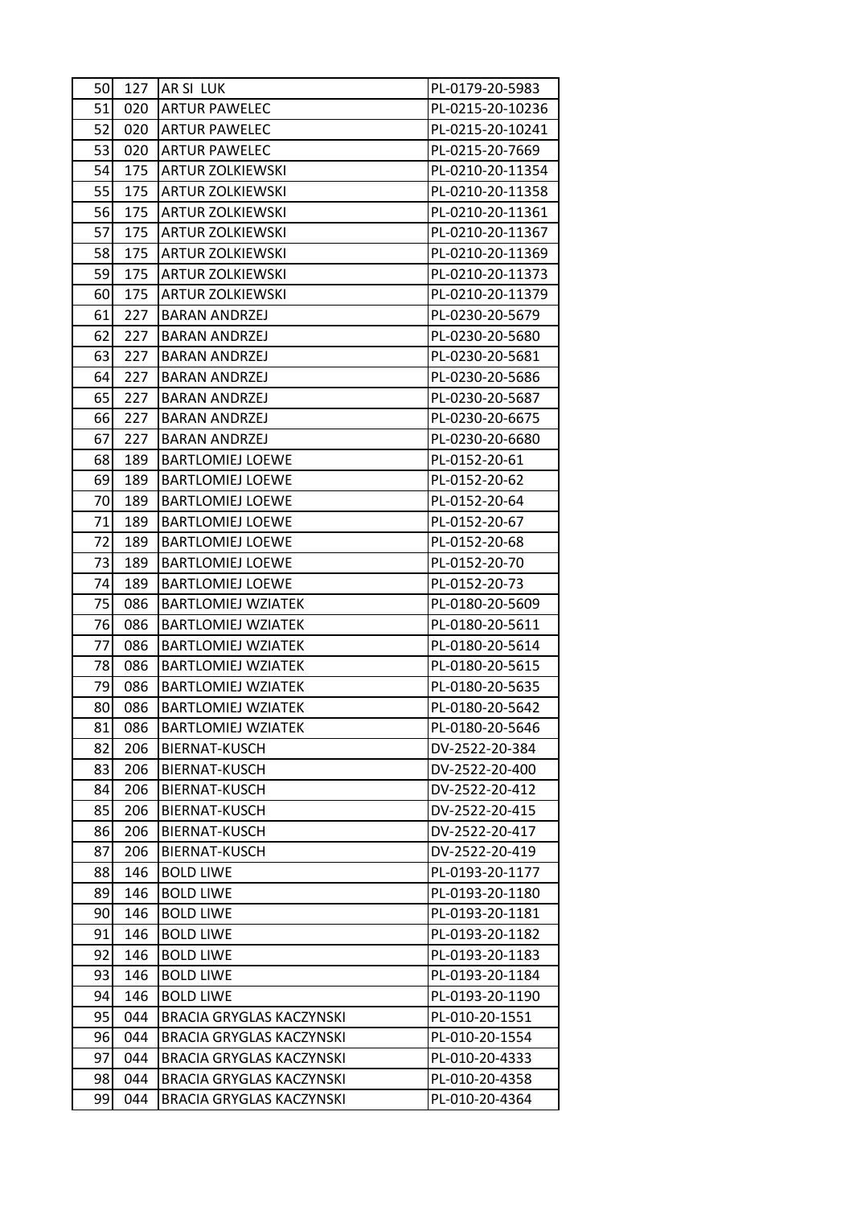| 50 | 127 | AR SI LUK | PL-0179-20-5983 |
|---|---|---|---|
| 51 | 020 | ARTUR PAWELEC | PL-0215-20-10236 |
| 52 | 020 | ARTUR PAWELEC | PL-0215-20-10241 |
| 53 | 020 | ARTUR PAWELEC | PL-0215-20-7669 |
| 54 | 175 | ARTUR ZOLKIEWSKI | PL-0210-20-11354 |
| 55 | 175 | ARTUR ZOLKIEWSKI | PL-0210-20-11358 |
| 56 | 175 | ARTUR ZOLKIEWSKI | PL-0210-20-11361 |
| 57 | 175 | ARTUR ZOLKIEWSKI | PL-0210-20-11367 |
| 58 | 175 | ARTUR ZOLKIEWSKI | PL-0210-20-11369 |
| 59 | 175 | ARTUR ZOLKIEWSKI | PL-0210-20-11373 |
| 60 | 175 | ARTUR ZOLKIEWSKI | PL-0210-20-11379 |
| 61 | 227 | BARAN ANDRZEJ | PL-0230-20-5679 |
| 62 | 227 | BARAN ANDRZEJ | PL-0230-20-5680 |
| 63 | 227 | BARAN ANDRZEJ | PL-0230-20-5681 |
| 64 | 227 | BARAN ANDRZEJ | PL-0230-20-5686 |
| 65 | 227 | BARAN ANDRZEJ | PL-0230-20-5687 |
| 66 | 227 | BARAN ANDRZEJ | PL-0230-20-6675 |
| 67 | 227 | BARAN ANDRZEJ | PL-0230-20-6680 |
| 68 | 189 | BARTLOMIEJ LOEWE | PL-0152-20-61 |
| 69 | 189 | BARTLOMIEJ LOEWE | PL-0152-20-62 |
| 70 | 189 | BARTLOMIEJ LOEWE | PL-0152-20-64 |
| 71 | 189 | BARTLOMIEJ LOEWE | PL-0152-20-67 |
| 72 | 189 | BARTLOMIEJ LOEWE | PL-0152-20-68 |
| 73 | 189 | BARTLOMIEJ LOEWE | PL-0152-20-70 |
| 74 | 189 | BARTLOMIEJ LOEWE | PL-0152-20-73 |
| 75 | 086 | BARTLOMIEJ WZIATEK | PL-0180-20-5609 |
| 76 | 086 | BARTLOMIEJ WZIATEK | PL-0180-20-5611 |
| 77 | 086 | BARTLOMIEJ WZIATEK | PL-0180-20-5614 |
| 78 | 086 | BARTLOMIEJ WZIATEK | PL-0180-20-5615 |
| 79 | 086 | BARTLOMIEJ WZIATEK | PL-0180-20-5635 |
| 80 | 086 | BARTLOMIEJ WZIATEK | PL-0180-20-5642 |
| 81 | 086 | BARTLOMIEJ WZIATEK | PL-0180-20-5646 |
| 82 | 206 | BIERNAT-KUSCH | DV-2522-20-384 |
| 83 | 206 | BIERNAT-KUSCH | DV-2522-20-400 |
| 84 | 206 | BIERNAT-KUSCH | DV-2522-20-412 |
| 85 | 206 | BIERNAT-KUSCH | DV-2522-20-415 |
| 86 | 206 | BIERNAT-KUSCH | DV-2522-20-417 |
| 87 | 206 | BIERNAT-KUSCH | DV-2522-20-419 |
| 88 | 146 | BOLD LIWE | PL-0193-20-1177 |
| 89 | 146 | BOLD LIWE | PL-0193-20-1180 |
| 90 | 146 | BOLD LIWE | PL-0193-20-1181 |
| 91 | 146 | BOLD LIWE | PL-0193-20-1182 |
| 92 | 146 | BOLD LIWE | PL-0193-20-1183 |
| 93 | 146 | BOLD LIWE | PL-0193-20-1184 |
| 94 | 146 | BOLD LIWE | PL-0193-20-1190 |
| 95 | 044 | BRACIA GRYGLAS KACZYNSKI | PL-010-20-1551 |
| 96 | 044 | BRACIA GRYGLAS KACZYNSKI | PL-010-20-1554 |
| 97 | 044 | BRACIA GRYGLAS KACZYNSKI | PL-010-20-4333 |
| 98 | 044 | BRACIA GRYGLAS KACZYNSKI | PL-010-20-4358 |
| 99 | 044 | BRACIA GRYGLAS KACZYNSKI | PL-010-20-4364 |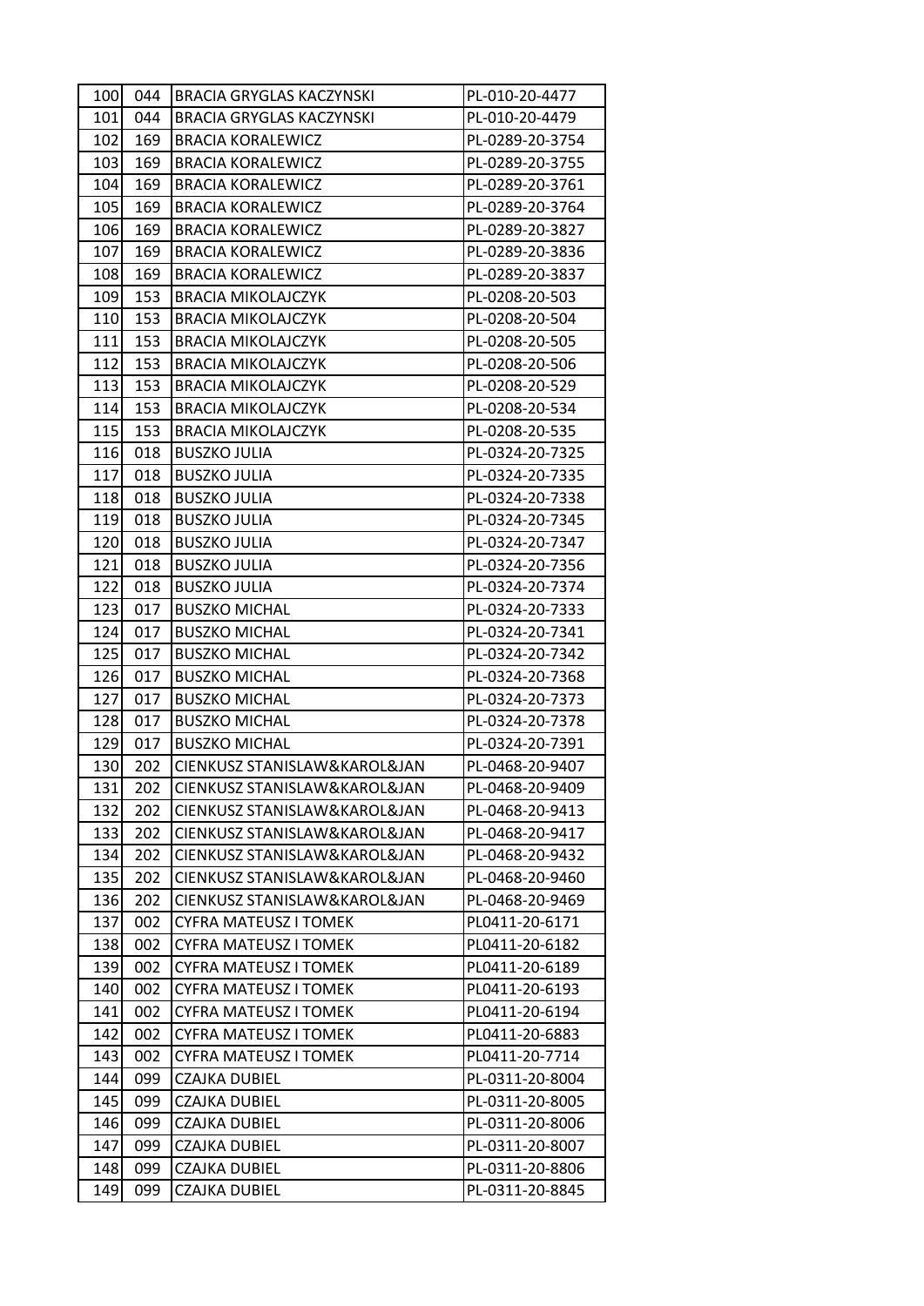| 100 | 044 | BRACIA GRYGLAS KACZYNSKI | PL-010-20-4477 |
|---|---|---|---|
| 101 | 044 | BRACIA GRYGLAS KACZYNSKI | PL-010-20-4479 |
| 102 | 169 | BRACIA KORALEWICZ | PL-0289-20-3754 |
| 103 | 169 | BRACIA KORALEWICZ | PL-0289-20-3755 |
| 104 | 169 | BRACIA KORALEWICZ | PL-0289-20-3761 |
| 105 | 169 | BRACIA KORALEWICZ | PL-0289-20-3764 |
| 106 | 169 | BRACIA KORALEWICZ | PL-0289-20-3827 |
| 107 | 169 | BRACIA KORALEWICZ | PL-0289-20-3836 |
| 108 | 169 | BRACIA KORALEWICZ | PL-0289-20-3837 |
| 109 | 153 | BRACIA MIKOLAJCZYK | PL-0208-20-503 |
| 110 | 153 | BRACIA MIKOLAJCZYK | PL-0208-20-504 |
| 111 | 153 | BRACIA MIKOLAJCZYK | PL-0208-20-505 |
| 112 | 153 | BRACIA MIKOLAJCZYK | PL-0208-20-506 |
| 113 | 153 | BRACIA MIKOLAJCZYK | PL-0208-20-529 |
| 114 | 153 | BRACIA MIKOLAJCZYK | PL-0208-20-534 |
| 115 | 153 | BRACIA MIKOLAJCZYK | PL-0208-20-535 |
| 116 | 018 | BUSZKO JULIA | PL-0324-20-7325 |
| 117 | 018 | BUSZKO JULIA | PL-0324-20-7335 |
| 118 | 018 | BUSZKO JULIA | PL-0324-20-7338 |
| 119 | 018 | BUSZKO JULIA | PL-0324-20-7345 |
| 120 | 018 | BUSZKO JULIA | PL-0324-20-7347 |
| 121 | 018 | BUSZKO JULIA | PL-0324-20-7356 |
| 122 | 018 | BUSZKO JULIA | PL-0324-20-7374 |
| 123 | 017 | BUSZKO MICHAL | PL-0324-20-7333 |
| 124 | 017 | BUSZKO MICHAL | PL-0324-20-7341 |
| 125 | 017 | BUSZKO MICHAL | PL-0324-20-7342 |
| 126 | 017 | BUSZKO MICHAL | PL-0324-20-7368 |
| 127 | 017 | BUSZKO MICHAL | PL-0324-20-7373 |
| 128 | 017 | BUSZKO MICHAL | PL-0324-20-7378 |
| 129 | 017 | BUSZKO MICHAL | PL-0324-20-7391 |
| 130 | 202 | CIENKUSZ STANISLAW&KAROL&JAN | PL-0468-20-9407 |
| 131 | 202 | CIENKUSZ STANISLAW&KAROL&JAN | PL-0468-20-9409 |
| 132 | 202 | CIENKUSZ STANISLAW&KAROL&JAN | PL-0468-20-9413 |
| 133 | 202 | CIENKUSZ STANISLAW&KAROL&JAN | PL-0468-20-9417 |
| 134 | 202 | CIENKUSZ STANISLAW&KAROL&JAN | PL-0468-20-9432 |
| 135 | 202 | CIENKUSZ STANISLAW&KAROL&JAN | PL-0468-20-9460 |
| 136 | 202 | CIENKUSZ STANISLAW&KAROL&JAN | PL-0468-20-9469 |
| 137 | 002 | CYFRA MATEUSZ I TOMEK | PL0411-20-6171 |
| 138 | 002 | CYFRA MATEUSZ I TOMEK | PL0411-20-6182 |
| 139 | 002 | CYFRA MATEUSZ I TOMEK | PL0411-20-6189 |
| 140 | 002 | CYFRA MATEUSZ I TOMEK | PL0411-20-6193 |
| 141 | 002 | CYFRA MATEUSZ I TOMEK | PL0411-20-6194 |
| 142 | 002 | CYFRA MATEUSZ I TOMEK | PL0411-20-6883 |
| 143 | 002 | CYFRA MATEUSZ I TOMEK | PL0411-20-7714 |
| 144 | 099 | CZAJKA DUBIEL | PL-0311-20-8004 |
| 145 | 099 | CZAJKA DUBIEL | PL-0311-20-8005 |
| 146 | 099 | CZAJKA DUBIEL | PL-0311-20-8006 |
| 147 | 099 | CZAJKA DUBIEL | PL-0311-20-8007 |
| 148 | 099 | CZAJKA DUBIEL | PL-0311-20-8806 |
| 149 | 099 | CZAJKA DUBIEL | PL-0311-20-8845 |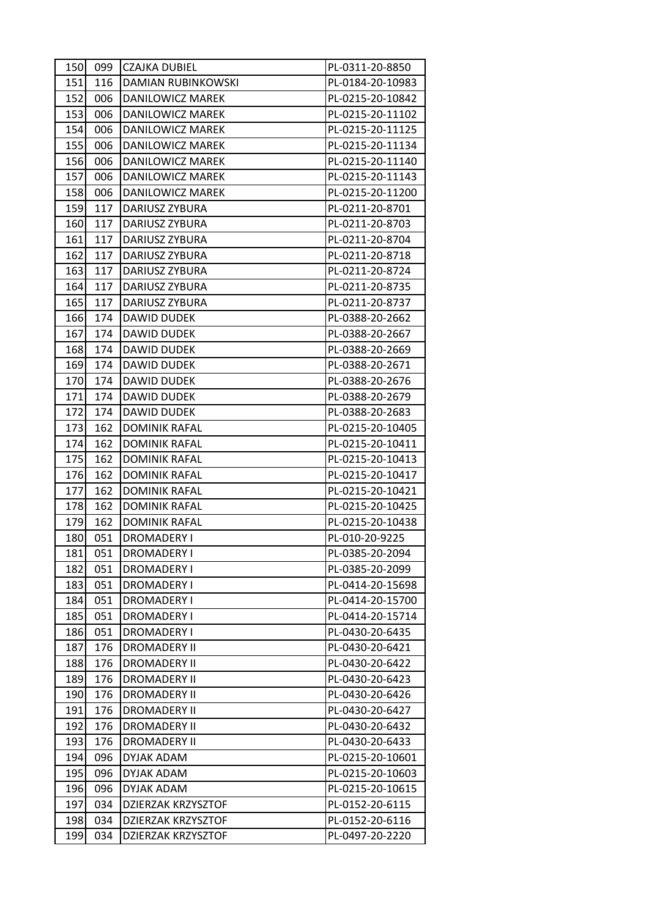| 150 | 099 | CZAJKA DUBIEL | PL-0311-20-8850 |
|---|---|---|---|
| 151 | 116 | DAMIAN RUBINKOWSKI | PL-0184-20-10983 |
| 152 | 006 | DANILOWICZ MAREK | PL-0215-20-10842 |
| 153 | 006 | DANILOWICZ MAREK | PL-0215-20-11102 |
| 154 | 006 | DANILOWICZ MAREK | PL-0215-20-11125 |
| 155 | 006 | DANILOWICZ MAREK | PL-0215-20-11134 |
| 156 | 006 | DANILOWICZ MAREK | PL-0215-20-11140 |
| 157 | 006 | DANILOWICZ MAREK | PL-0215-20-11143 |
| 158 | 006 | DANILOWICZ MAREK | PL-0215-20-11200 |
| 159 | 117 | DARIUSZ ZYBURA | PL-0211-20-8701 |
| 160 | 117 | DARIUSZ ZYBURA | PL-0211-20-8703 |
| 161 | 117 | DARIUSZ ZYBURA | PL-0211-20-8704 |
| 162 | 117 | DARIUSZ ZYBURA | PL-0211-20-8718 |
| 163 | 117 | DARIUSZ ZYBURA | PL-0211-20-8724 |
| 164 | 117 | DARIUSZ ZYBURA | PL-0211-20-8735 |
| 165 | 117 | DARIUSZ ZYBURA | PL-0211-20-8737 |
| 166 | 174 | DAWID DUDEK | PL-0388-20-2662 |
| 167 | 174 | DAWID DUDEK | PL-0388-20-2667 |
| 168 | 174 | DAWID DUDEK | PL-0388-20-2669 |
| 169 | 174 | DAWID DUDEK | PL-0388-20-2671 |
| 170 | 174 | DAWID DUDEK | PL-0388-20-2676 |
| 171 | 174 | DAWID DUDEK | PL-0388-20-2679 |
| 172 | 174 | DAWID DUDEK | PL-0388-20-2683 |
| 173 | 162 | DOMINIK RAFAL | PL-0215-20-10405 |
| 174 | 162 | DOMINIK RAFAL | PL-0215-20-10411 |
| 175 | 162 | DOMINIK RAFAL | PL-0215-20-10413 |
| 176 | 162 | DOMINIK RAFAL | PL-0215-20-10417 |
| 177 | 162 | DOMINIK RAFAL | PL-0215-20-10421 |
| 178 | 162 | DOMINIK RAFAL | PL-0215-20-10425 |
| 179 | 162 | DOMINIK RAFAL | PL-0215-20-10438 |
| 180 | 051 | DROMADERY I | PL-010-20-9225 |
| 181 | 051 | DROMADERY I | PL-0385-20-2094 |
| 182 | 051 | DROMADERY I | PL-0385-20-2099 |
| 183 | 051 | DROMADERY I | PL-0414-20-15698 |
| 184 | 051 | DROMADERY I | PL-0414-20-15700 |
| 185 | 051 | DROMADERY I | PL-0414-20-15714 |
| 186 | 051 | DROMADERY I | PL-0430-20-6435 |
| 187 | 176 | DROMADERY II | PL-0430-20-6421 |
| 188 | 176 | DROMADERY II | PL-0430-20-6422 |
| 189 | 176 | DROMADERY II | PL-0430-20-6423 |
| 190 | 176 | DROMADERY II | PL-0430-20-6426 |
| 191 | 176 | DROMADERY II | PL-0430-20-6427 |
| 192 | 176 | DROMADERY II | PL-0430-20-6432 |
| 193 | 176 | DROMADERY II | PL-0430-20-6433 |
| 194 | 096 | DYJAK ADAM | PL-0215-20-10601 |
| 195 | 096 | DYJAK ADAM | PL-0215-20-10603 |
| 196 | 096 | DYJAK ADAM | PL-0215-20-10615 |
| 197 | 034 | DZIERZAK KRZYSZTOF | PL-0152-20-6115 |
| 198 | 034 | DZIERZAK KRZYSZTOF | PL-0152-20-6116 |
| 199 | 034 | DZIERZAK KRZYSZTOF | PL-0497-20-2220 |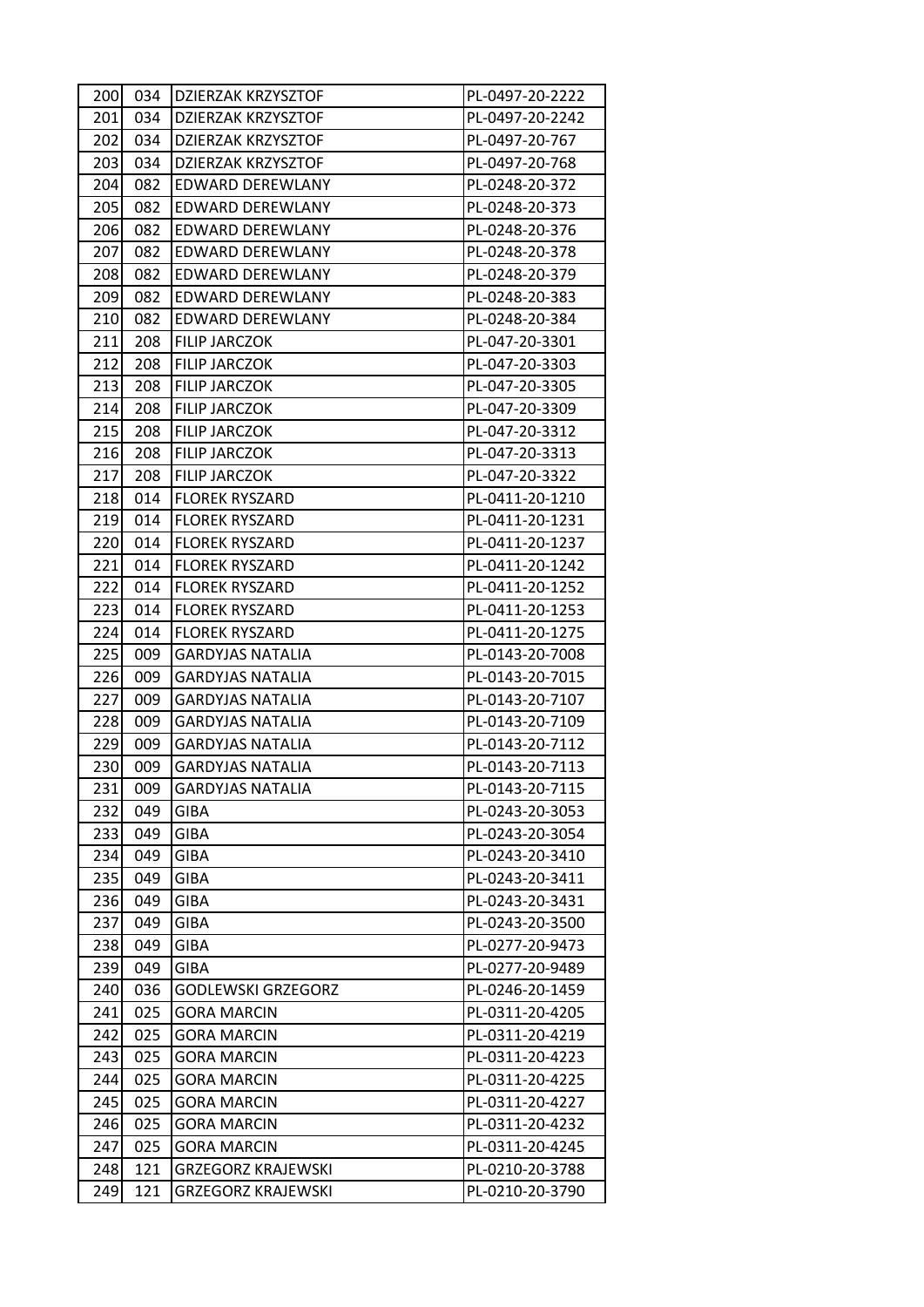| | | | |
|---|---|---|---|
| 200 | 034 | DZIERZAK KRZYSZTOF | PL-0497-20-2222 |
| 201 | 034 | DZIERZAK KRZYSZTOF | PL-0497-20-2242 |
| 202 | 034 | DZIERZAK KRZYSZTOF | PL-0497-20-767 |
| 203 | 034 | DZIERZAK KRZYSZTOF | PL-0497-20-768 |
| 204 | 082 | EDWARD DEREWLANY | PL-0248-20-372 |
| 205 | 082 | EDWARD DEREWLANY | PL-0248-20-373 |
| 206 | 082 | EDWARD DEREWLANY | PL-0248-20-376 |
| 207 | 082 | EDWARD DEREWLANY | PL-0248-20-378 |
| 208 | 082 | EDWARD DEREWLANY | PL-0248-20-379 |
| 209 | 082 | EDWARD DEREWLANY | PL-0248-20-383 |
| 210 | 082 | EDWARD DEREWLANY | PL-0248-20-384 |
| 211 | 208 | FILIP JARCZOK | PL-047-20-3301 |
| 212 | 208 | FILIP JARCZOK | PL-047-20-3303 |
| 213 | 208 | FILIP JARCZOK | PL-047-20-3305 |
| 214 | 208 | FILIP JARCZOK | PL-047-20-3309 |
| 215 | 208 | FILIP JARCZOK | PL-047-20-3312 |
| 216 | 208 | FILIP JARCZOK | PL-047-20-3313 |
| 217 | 208 | FILIP JARCZOK | PL-047-20-3322 |
| 218 | 014 | FLOREK RYSZARD | PL-0411-20-1210 |
| 219 | 014 | FLOREK RYSZARD | PL-0411-20-1231 |
| 220 | 014 | FLOREK RYSZARD | PL-0411-20-1237 |
| 221 | 014 | FLOREK RYSZARD | PL-0411-20-1242 |
| 222 | 014 | FLOREK RYSZARD | PL-0411-20-1252 |
| 223 | 014 | FLOREK RYSZARD | PL-0411-20-1253 |
| 224 | 014 | FLOREK RYSZARD | PL-0411-20-1275 |
| 225 | 009 | GARDYJAS NATALIA | PL-0143-20-7008 |
| 226 | 009 | GARDYJAS NATALIA | PL-0143-20-7015 |
| 227 | 009 | GARDYJAS NATALIA | PL-0143-20-7107 |
| 228 | 009 | GARDYJAS NATALIA | PL-0143-20-7109 |
| 229 | 009 | GARDYJAS NATALIA | PL-0143-20-7112 |
| 230 | 009 | GARDYJAS NATALIA | PL-0143-20-7113 |
| 231 | 009 | GARDYJAS NATALIA | PL-0143-20-7115 |
| 232 | 049 | GIBA | PL-0243-20-3053 |
| 233 | 049 | GIBA | PL-0243-20-3054 |
| 234 | 049 | GIBA | PL-0243-20-3410 |
| 235 | 049 | GIBA | PL-0243-20-3411 |
| 236 | 049 | GIBA | PL-0243-20-3431 |
| 237 | 049 | GIBA | PL-0243-20-3500 |
| 238 | 049 | GIBA | PL-0277-20-9473 |
| 239 | 049 | GIBA | PL-0277-20-9489 |
| 240 | 036 | GODLEWSKI GRZEGORZ | PL-0246-20-1459 |
| 241 | 025 | GORA MARCIN | PL-0311-20-4205 |
| 242 | 025 | GORA MARCIN | PL-0311-20-4219 |
| 243 | 025 | GORA MARCIN | PL-0311-20-4223 |
| 244 | 025 | GORA MARCIN | PL-0311-20-4225 |
| 245 | 025 | GORA MARCIN | PL-0311-20-4227 |
| 246 | 025 | GORA MARCIN | PL-0311-20-4232 |
| 247 | 025 | GORA MARCIN | PL-0311-20-4245 |
| 248 | 121 | GRZEGORZ KRAJEWSKI | PL-0210-20-3788 |
| 249 | 121 | GRZEGORZ KRAJEWSKI | PL-0210-20-3790 |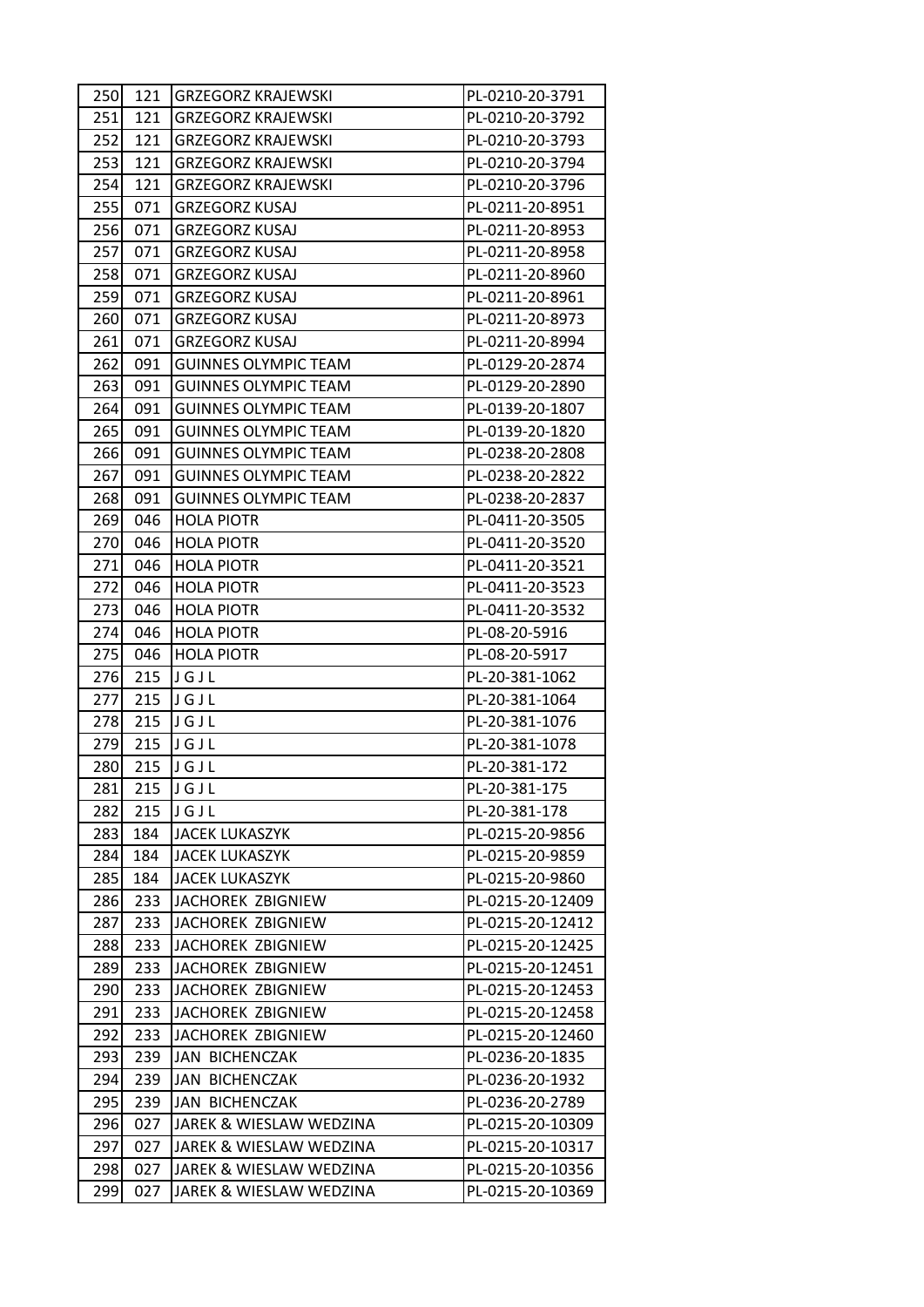| | | | |
|---|---|---|---|
| 250 | 121 | GRZEGORZ KRAJEWSKI | PL-0210-20-3791 |
| 251 | 121 | GRZEGORZ KRAJEWSKI | PL-0210-20-3792 |
| 252 | 121 | GRZEGORZ KRAJEWSKI | PL-0210-20-3793 |
| 253 | 121 | GRZEGORZ KRAJEWSKI | PL-0210-20-3794 |
| 254 | 121 | GRZEGORZ KRAJEWSKI | PL-0210-20-3796 |
| 255 | 071 | GRZEGORZ KUSAJ | PL-0211-20-8951 |
| 256 | 071 | GRZEGORZ KUSAJ | PL-0211-20-8953 |
| 257 | 071 | GRZEGORZ KUSAJ | PL-0211-20-8958 |
| 258 | 071 | GRZEGORZ KUSAJ | PL-0211-20-8960 |
| 259 | 071 | GRZEGORZ KUSAJ | PL-0211-20-8961 |
| 260 | 071 | GRZEGORZ KUSAJ | PL-0211-20-8973 |
| 261 | 071 | GRZEGORZ KUSAJ | PL-0211-20-8994 |
| 262 | 091 | GUINNES OLYMPIC TEAM | PL-0129-20-2874 |
| 263 | 091 | GUINNES OLYMPIC TEAM | PL-0129-20-2890 |
| 264 | 091 | GUINNES OLYMPIC TEAM | PL-0139-20-1807 |
| 265 | 091 | GUINNES OLYMPIC TEAM | PL-0139-20-1820 |
| 266 | 091 | GUINNES OLYMPIC TEAM | PL-0238-20-2808 |
| 267 | 091 | GUINNES OLYMPIC TEAM | PL-0238-20-2822 |
| 268 | 091 | GUINNES OLYMPIC TEAM | PL-0238-20-2837 |
| 269 | 046 | HOLA PIOTR | PL-0411-20-3505 |
| 270 | 046 | HOLA PIOTR | PL-0411-20-3520 |
| 271 | 046 | HOLA PIOTR | PL-0411-20-3521 |
| 272 | 046 | HOLA PIOTR | PL-0411-20-3523 |
| 273 | 046 | HOLA PIOTR | PL-0411-20-3532 |
| 274 | 046 | HOLA PIOTR | PL-08-20-5916 |
| 275 | 046 | HOLA PIOTR | PL-08-20-5917 |
| 276 | 215 | J G J L | PL-20-381-1062 |
| 277 | 215 | J G J L | PL-20-381-1064 |
| 278 | 215 | J G J L | PL-20-381-1076 |
| 279 | 215 | J G J L | PL-20-381-1078 |
| 280 | 215 | J G J L | PL-20-381-172 |
| 281 | 215 | J G J L | PL-20-381-175 |
| 282 | 215 | J G J L | PL-20-381-178 |
| 283 | 184 | JACEK LUKASZYK | PL-0215-20-9856 |
| 284 | 184 | JACEK LUKASZYK | PL-0215-20-9859 |
| 285 | 184 | JACEK LUKASZYK | PL-0215-20-9860 |
| 286 | 233 | JACHOREK ZBIGNIEW | PL-0215-20-12409 |
| 287 | 233 | JACHOREK ZBIGNIEW | PL-0215-20-12412 |
| 288 | 233 | JACHOREK ZBIGNIEW | PL-0215-20-12425 |
| 289 | 233 | JACHOREK ZBIGNIEW | PL-0215-20-12451 |
| 290 | 233 | JACHOREK ZBIGNIEW | PL-0215-20-12453 |
| 291 | 233 | JACHOREK ZBIGNIEW | PL-0215-20-12458 |
| 292 | 233 | JACHOREK ZBIGNIEW | PL-0215-20-12460 |
| 293 | 239 | JAN BICHENCZAK | PL-0236-20-1835 |
| 294 | 239 | JAN BICHENCZAK | PL-0236-20-1932 |
| 295 | 239 | JAN BICHENCZAK | PL-0236-20-2789 |
| 296 | 027 | JAREK & WIESLAW WEDZINA | PL-0215-20-10309 |
| 297 | 027 | JAREK & WIESLAW WEDZINA | PL-0215-20-10317 |
| 298 | 027 | JAREK & WIESLAW WEDZINA | PL-0215-20-10356 |
| 299 | 027 | JAREK & WIESLAW WEDZINA | PL-0215-20-10369 |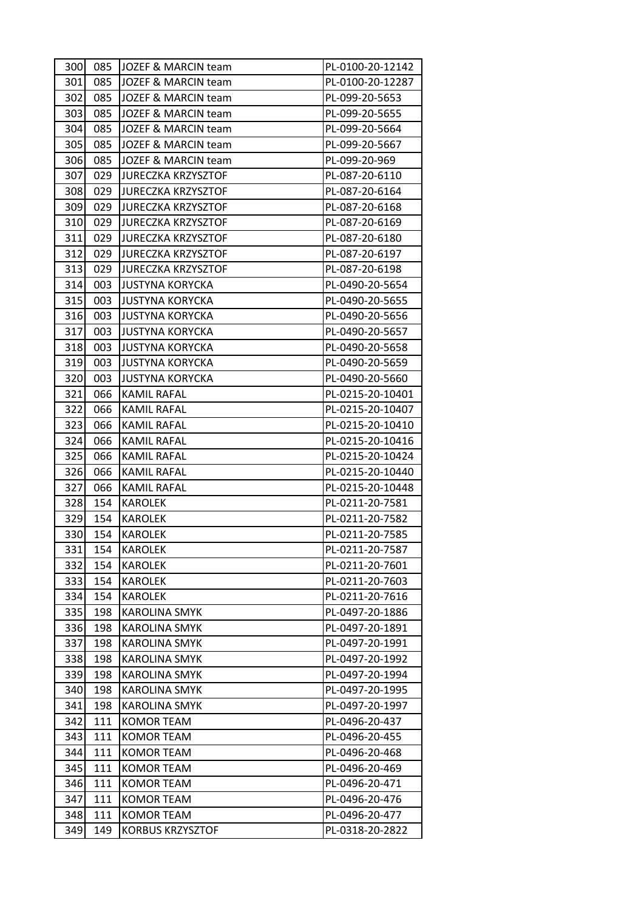| | | | |
|---|---|---|---|
| 300 | 085 | JOZEF & MARCIN team | PL-0100-20-12142 |
| 301 | 085 | JOZEF & MARCIN team | PL-0100-20-12287 |
| 302 | 085 | JOZEF & MARCIN team | PL-099-20-5653 |
| 303 | 085 | JOZEF & MARCIN team | PL-099-20-5655 |
| 304 | 085 | JOZEF & MARCIN team | PL-099-20-5664 |
| 305 | 085 | JOZEF & MARCIN team | PL-099-20-5667 |
| 306 | 085 | JOZEF & MARCIN team | PL-099-20-969 |
| 307 | 029 | JURECZKA KRZYSZTOF | PL-087-20-6110 |
| 308 | 029 | JURECZKA KRZYSZTOF | PL-087-20-6164 |
| 309 | 029 | JURECZKA KRZYSZTOF | PL-087-20-6168 |
| 310 | 029 | JURECZKA KRZYSZTOF | PL-087-20-6169 |
| 311 | 029 | JURECZKA KRZYSZTOF | PL-087-20-6180 |
| 312 | 029 | JURECZKA KRZYSZTOF | PL-087-20-6197 |
| 313 | 029 | JURECZKA KRZYSZTOF | PL-087-20-6198 |
| 314 | 003 | JUSTYNA KORYCKA | PL-0490-20-5654 |
| 315 | 003 | JUSTYNA KORYCKA | PL-0490-20-5655 |
| 316 | 003 | JUSTYNA KORYCKA | PL-0490-20-5656 |
| 317 | 003 | JUSTYNA KORYCKA | PL-0490-20-5657 |
| 318 | 003 | JUSTYNA KORYCKA | PL-0490-20-5658 |
| 319 | 003 | JUSTYNA KORYCKA | PL-0490-20-5659 |
| 320 | 003 | JUSTYNA KORYCKA | PL-0490-20-5660 |
| 321 | 066 | KAMIL RAFAL | PL-0215-20-10401 |
| 322 | 066 | KAMIL RAFAL | PL-0215-20-10407 |
| 323 | 066 | KAMIL RAFAL | PL-0215-20-10410 |
| 324 | 066 | KAMIL RAFAL | PL-0215-20-10416 |
| 325 | 066 | KAMIL RAFAL | PL-0215-20-10424 |
| 326 | 066 | KAMIL RAFAL | PL-0215-20-10440 |
| 327 | 066 | KAMIL RAFAL | PL-0215-20-10448 |
| 328 | 154 | KAROLEK | PL-0211-20-7581 |
| 329 | 154 | KAROLEK | PL-0211-20-7582 |
| 330 | 154 | KAROLEK | PL-0211-20-7585 |
| 331 | 154 | KAROLEK | PL-0211-20-7587 |
| 332 | 154 | KAROLEK | PL-0211-20-7601 |
| 333 | 154 | KAROLEK | PL-0211-20-7603 |
| 334 | 154 | KAROLEK | PL-0211-20-7616 |
| 335 | 198 | KAROLINA SMYK | PL-0497-20-1886 |
| 336 | 198 | KAROLINA SMYK | PL-0497-20-1891 |
| 337 | 198 | KAROLINA SMYK | PL-0497-20-1991 |
| 338 | 198 | KAROLINA SMYK | PL-0497-20-1992 |
| 339 | 198 | KAROLINA SMYK | PL-0497-20-1994 |
| 340 | 198 | KAROLINA SMYK | PL-0497-20-1995 |
| 341 | 198 | KAROLINA SMYK | PL-0497-20-1997 |
| 342 | 111 | KOMOR TEAM | PL-0496-20-437 |
| 343 | 111 | KOMOR TEAM | PL-0496-20-455 |
| 344 | 111 | KOMOR TEAM | PL-0496-20-468 |
| 345 | 111 | KOMOR TEAM | PL-0496-20-469 |
| 346 | 111 | KOMOR TEAM | PL-0496-20-471 |
| 347 | 111 | KOMOR TEAM | PL-0496-20-476 |
| 348 | 111 | KOMOR TEAM | PL-0496-20-477 |
| 349 | 149 | KORBUS KRZYSZTOF | PL-0318-20-2822 |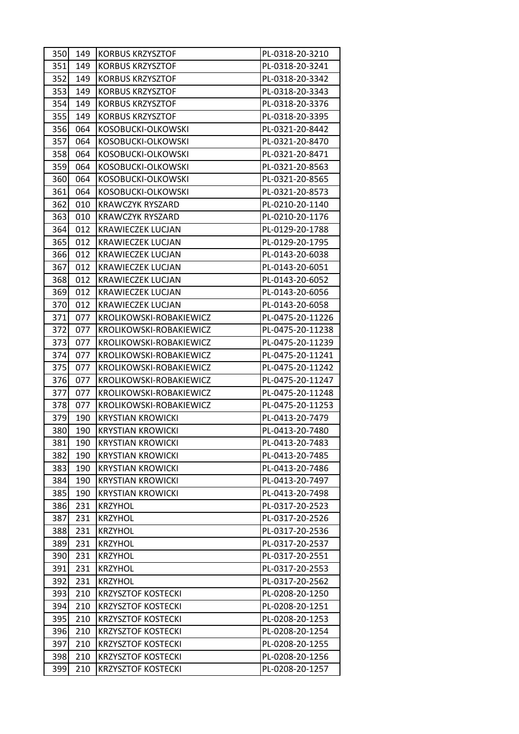| | | | |
|---|---|---|---|
| 350 | 149 | KORBUS KRZYSZTOF | PL-0318-20-3210 |
| 351 | 149 | KORBUS KRZYSZTOF | PL-0318-20-3241 |
| 352 | 149 | KORBUS KRZYSZTOF | PL-0318-20-3342 |
| 353 | 149 | KORBUS KRZYSZTOF | PL-0318-20-3343 |
| 354 | 149 | KORBUS KRZYSZTOF | PL-0318-20-3376 |
| 355 | 149 | KORBUS KRZYSZTOF | PL-0318-20-3395 |
| 356 | 064 | KOSOBUCKI-OLKOWSKI | PL-0321-20-8442 |
| 357 | 064 | KOSOBUCKI-OLKOWSKI | PL-0321-20-8470 |
| 358 | 064 | KOSOBUCKI-OLKOWSKI | PL-0321-20-8471 |
| 359 | 064 | KOSOBUCKI-OLKOWSKI | PL-0321-20-8563 |
| 360 | 064 | KOSOBUCKI-OLKOWSKI | PL-0321-20-8565 |
| 361 | 064 | KOSOBUCKI-OLKOWSKI | PL-0321-20-8573 |
| 362 | 010 | KRAWCZYK RYSZARD | PL-0210-20-1140 |
| 363 | 010 | KRAWCZYK RYSZARD | PL-0210-20-1176 |
| 364 | 012 | KRAWIECZEK LUCJAN | PL-0129-20-1788 |
| 365 | 012 | KRAWIECZEK LUCJAN | PL-0129-20-1795 |
| 366 | 012 | KRAWIECZEK LUCJAN | PL-0143-20-6038 |
| 367 | 012 | KRAWIECZEK LUCJAN | PL-0143-20-6051 |
| 368 | 012 | KRAWIECZEK LUCJAN | PL-0143-20-6052 |
| 369 | 012 | KRAWIECZEK LUCJAN | PL-0143-20-6056 |
| 370 | 012 | KRAWIECZEK LUCJAN | PL-0143-20-6058 |
| 371 | 077 | KROLIKOWSKI-ROBAKIEWICZ | PL-0475-20-11226 |
| 372 | 077 | KROLIKOWSKI-ROBAKIEWICZ | PL-0475-20-11238 |
| 373 | 077 | KROLIKOWSKI-ROBAKIEWICZ | PL-0475-20-11239 |
| 374 | 077 | KROLIKOWSKI-ROBAKIEWICZ | PL-0475-20-11241 |
| 375 | 077 | KROLIKOWSKI-ROBAKIEWICZ | PL-0475-20-11242 |
| 376 | 077 | KROLIKOWSKI-ROBAKIEWICZ | PL-0475-20-11247 |
| 377 | 077 | KROLIKOWSKI-ROBAKIEWICZ | PL-0475-20-11248 |
| 378 | 077 | KROLIKOWSKI-ROBAKIEWICZ | PL-0475-20-11253 |
| 379 | 190 | KRYSTIAN KROWICKI | PL-0413-20-7479 |
| 380 | 190 | KRYSTIAN KROWICKI | PL-0413-20-7480 |
| 381 | 190 | KRYSTIAN KROWICKI | PL-0413-20-7483 |
| 382 | 190 | KRYSTIAN KROWICKI | PL-0413-20-7485 |
| 383 | 190 | KRYSTIAN KROWICKI | PL-0413-20-7486 |
| 384 | 190 | KRYSTIAN KROWICKI | PL-0413-20-7497 |
| 385 | 190 | KRYSTIAN KROWICKI | PL-0413-20-7498 |
| 386 | 231 | KRZYHOL | PL-0317-20-2523 |
| 387 | 231 | KRZYHOL | PL-0317-20-2526 |
| 388 | 231 | KRZYHOL | PL-0317-20-2536 |
| 389 | 231 | KRZYHOL | PL-0317-20-2537 |
| 390 | 231 | KRZYHOL | PL-0317-20-2551 |
| 391 | 231 | KRZYHOL | PL-0317-20-2553 |
| 392 | 231 | KRZYHOL | PL-0317-20-2562 |
| 393 | 210 | KRZYSZTOF KOSTECKI | PL-0208-20-1250 |
| 394 | 210 | KRZYSZTOF KOSTECKI | PL-0208-20-1251 |
| 395 | 210 | KRZYSZTOF KOSTECKI | PL-0208-20-1253 |
| 396 | 210 | KRZYSZTOF KOSTECKI | PL-0208-20-1254 |
| 397 | 210 | KRZYSZTOF KOSTECKI | PL-0208-20-1255 |
| 398 | 210 | KRZYSZTOF KOSTECKI | PL-0208-20-1256 |
| 399 | 210 | KRZYSZTOF KOSTECKI | PL-0208-20-1257 |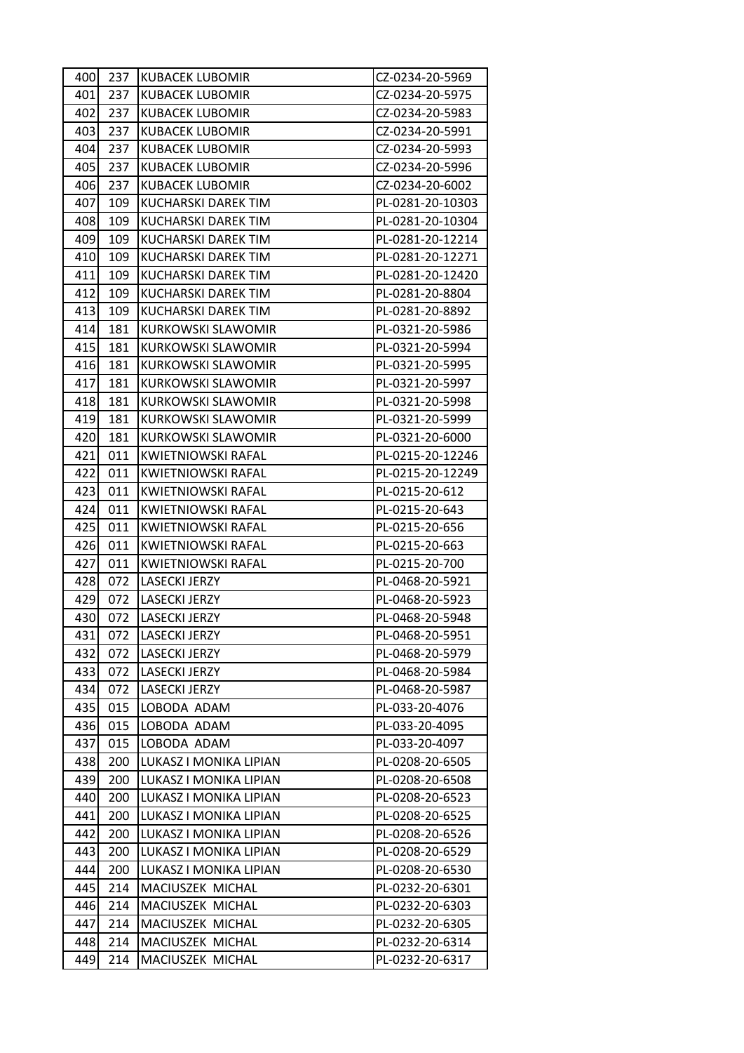| | | | |
|---|---|---|---|
| 400 | 237 | KUBACEK LUBOMIR | CZ-0234-20-5969 |
| 401 | 237 | KUBACEK LUBOMIR | CZ-0234-20-5975 |
| 402 | 237 | KUBACEK LUBOMIR | CZ-0234-20-5983 |
| 403 | 237 | KUBACEK LUBOMIR | CZ-0234-20-5991 |
| 404 | 237 | KUBACEK LUBOMIR | CZ-0234-20-5993 |
| 405 | 237 | KUBACEK LUBOMIR | CZ-0234-20-5996 |
| 406 | 237 | KUBACEK LUBOMIR | CZ-0234-20-6002 |
| 407 | 109 | KUCHARSKI DAREK TIM | PL-0281-20-10303 |
| 408 | 109 | KUCHARSKI DAREK TIM | PL-0281-20-10304 |
| 409 | 109 | KUCHARSKI DAREK TIM | PL-0281-20-12214 |
| 410 | 109 | KUCHARSKI DAREK TIM | PL-0281-20-12271 |
| 411 | 109 | KUCHARSKI DAREK TIM | PL-0281-20-12420 |
| 412 | 109 | KUCHARSKI DAREK TIM | PL-0281-20-8804 |
| 413 | 109 | KUCHARSKI DAREK TIM | PL-0281-20-8892 |
| 414 | 181 | KURKOWSKI SLAWOMIR | PL-0321-20-5986 |
| 415 | 181 | KURKOWSKI SLAWOMIR | PL-0321-20-5994 |
| 416 | 181 | KURKOWSKI SLAWOMIR | PL-0321-20-5995 |
| 417 | 181 | KURKOWSKI SLAWOMIR | PL-0321-20-5997 |
| 418 | 181 | KURKOWSKI SLAWOMIR | PL-0321-20-5998 |
| 419 | 181 | KURKOWSKI SLAWOMIR | PL-0321-20-5999 |
| 420 | 181 | KURKOWSKI SLAWOMIR | PL-0321-20-6000 |
| 421 | 011 | KWIETNIOWSKI RAFAL | PL-0215-20-12246 |
| 422 | 011 | KWIETNIOWSKI RAFAL | PL-0215-20-12249 |
| 423 | 011 | KWIETNIOWSKI RAFAL | PL-0215-20-612 |
| 424 | 011 | KWIETNIOWSKI RAFAL | PL-0215-20-643 |
| 425 | 011 | KWIETNIOWSKI RAFAL | PL-0215-20-656 |
| 426 | 011 | KWIETNIOWSKI RAFAL | PL-0215-20-663 |
| 427 | 011 | KWIETNIOWSKI RAFAL | PL-0215-20-700 |
| 428 | 072 | LASECKI JERZY | PL-0468-20-5921 |
| 429 | 072 | LASECKI JERZY | PL-0468-20-5923 |
| 430 | 072 | LASECKI JERZY | PL-0468-20-5948 |
| 431 | 072 | LASECKI JERZY | PL-0468-20-5951 |
| 432 | 072 | LASECKI JERZY | PL-0468-20-5979 |
| 433 | 072 | LASECKI JERZY | PL-0468-20-5984 |
| 434 | 072 | LASECKI JERZY | PL-0468-20-5987 |
| 435 | 015 | LOBODA ADAM | PL-033-20-4076 |
| 436 | 015 | LOBODA ADAM | PL-033-20-4095 |
| 437 | 015 | LOBODA ADAM | PL-033-20-4097 |
| 438 | 200 | LUKASZ I MONIKA LIPIAN | PL-0208-20-6505 |
| 439 | 200 | LUKASZ I MONIKA LIPIAN | PL-0208-20-6508 |
| 440 | 200 | LUKASZ I MONIKA LIPIAN | PL-0208-20-6523 |
| 441 | 200 | LUKASZ I MONIKA LIPIAN | PL-0208-20-6525 |
| 442 | 200 | LUKASZ I MONIKA LIPIAN | PL-0208-20-6526 |
| 443 | 200 | LUKASZ I MONIKA LIPIAN | PL-0208-20-6529 |
| 444 | 200 | LUKASZ I MONIKA LIPIAN | PL-0208-20-6530 |
| 445 | 214 | MACIUSZEK MICHAL | PL-0232-20-6301 |
| 446 | 214 | MACIUSZEK MICHAL | PL-0232-20-6303 |
| 447 | 214 | MACIUSZEK MICHAL | PL-0232-20-6305 |
| 448 | 214 | MACIUSZEK MICHAL | PL-0232-20-6314 |
| 449 | 214 | MACIUSZEK MICHAL | PL-0232-20-6317 |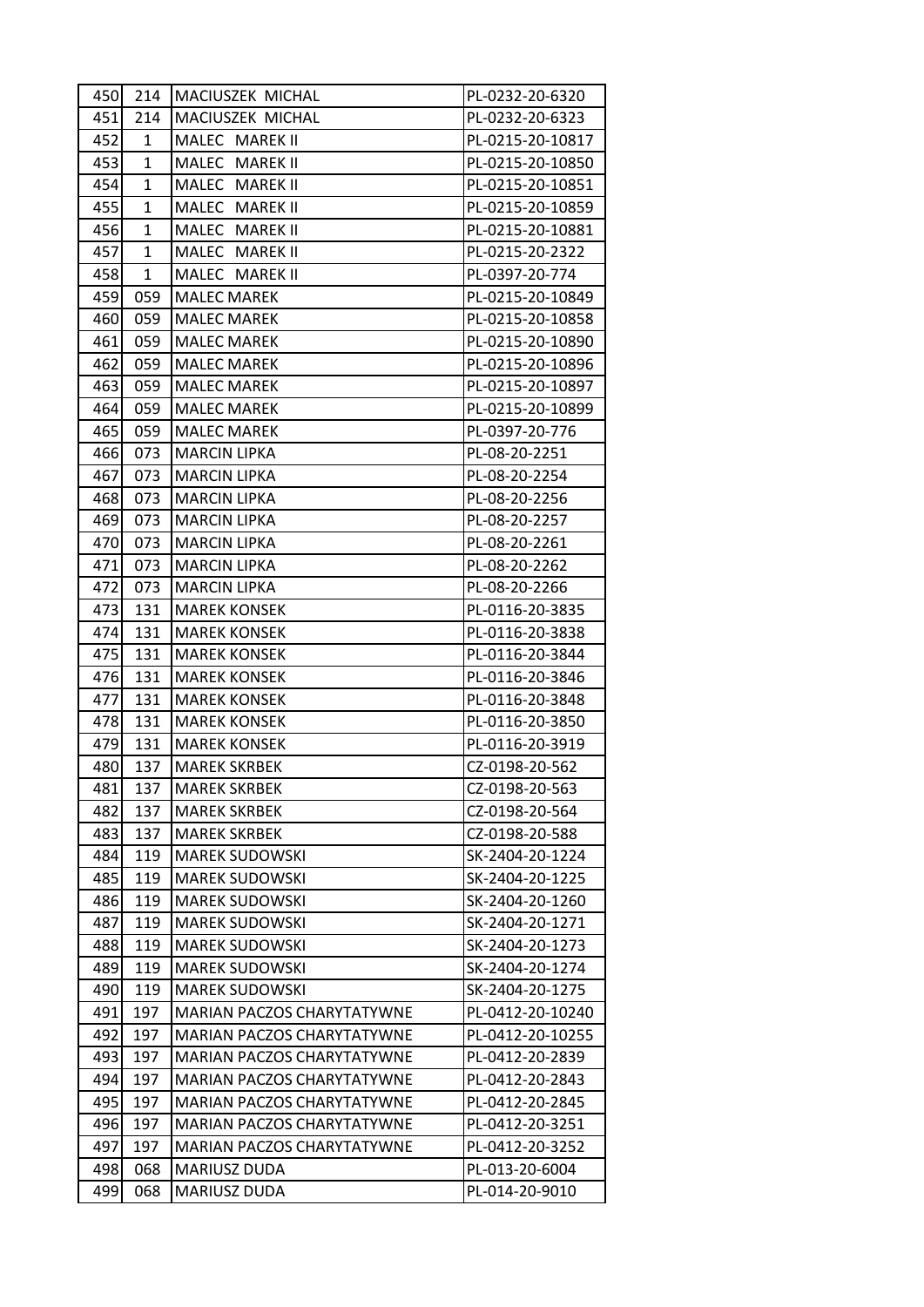| | | | |
|---|---|---|---|
| 450 | 214 | MACIUSZEK MICHAL | PL-0232-20-6320 |
| 451 | 214 | MACIUSZEK MICHAL | PL-0232-20-6323 |
| 452 | 1 | MALEC MAREK II | PL-0215-20-10817 |
| 453 | 1 | MALEC MAREK II | PL-0215-20-10850 |
| 454 | 1 | MALEC MAREK II | PL-0215-20-10851 |
| 455 | 1 | MALEC MAREK II | PL-0215-20-10859 |
| 456 | 1 | MALEC MAREK II | PL-0215-20-10881 |
| 457 | 1 | MALEC MAREK II | PL-0215-20-2322 |
| 458 | 1 | MALEC MAREK II | PL-0397-20-774 |
| 459 | 059 | MALEC MAREK | PL-0215-20-10849 |
| 460 | 059 | MALEC MAREK | PL-0215-20-10858 |
| 461 | 059 | MALEC MAREK | PL-0215-20-10890 |
| 462 | 059 | MALEC MAREK | PL-0215-20-10896 |
| 463 | 059 | MALEC MAREK | PL-0215-20-10897 |
| 464 | 059 | MALEC MAREK | PL-0215-20-10899 |
| 465 | 059 | MALEC MAREK | PL-0397-20-776 |
| 466 | 073 | MARCIN LIPKA | PL-08-20-2251 |
| 467 | 073 | MARCIN LIPKA | PL-08-20-2254 |
| 468 | 073 | MARCIN LIPKA | PL-08-20-2256 |
| 469 | 073 | MARCIN LIPKA | PL-08-20-2257 |
| 470 | 073 | MARCIN LIPKA | PL-08-20-2261 |
| 471 | 073 | MARCIN LIPKA | PL-08-20-2262 |
| 472 | 073 | MARCIN LIPKA | PL-08-20-2266 |
| 473 | 131 | MAREK KONSEK | PL-0116-20-3835 |
| 474 | 131 | MAREK KONSEK | PL-0116-20-3838 |
| 475 | 131 | MAREK KONSEK | PL-0116-20-3844 |
| 476 | 131 | MAREK KONSEK | PL-0116-20-3846 |
| 477 | 131 | MAREK KONSEK | PL-0116-20-3848 |
| 478 | 131 | MAREK KONSEK | PL-0116-20-3850 |
| 479 | 131 | MAREK KONSEK | PL-0116-20-3919 |
| 480 | 137 | MAREK SKRBEK | CZ-0198-20-562 |
| 481 | 137 | MAREK SKRBEK | CZ-0198-20-563 |
| 482 | 137 | MAREK SKRBEK | CZ-0198-20-564 |
| 483 | 137 | MAREK SKRBEK | CZ-0198-20-588 |
| 484 | 119 | MAREK SUDOWSKI | SK-2404-20-1224 |
| 485 | 119 | MAREK SUDOWSKI | SK-2404-20-1225 |
| 486 | 119 | MAREK SUDOWSKI | SK-2404-20-1260 |
| 487 | 119 | MAREK SUDOWSKI | SK-2404-20-1271 |
| 488 | 119 | MAREK SUDOWSKI | SK-2404-20-1273 |
| 489 | 119 | MAREK SUDOWSKI | SK-2404-20-1274 |
| 490 | 119 | MAREK SUDOWSKI | SK-2404-20-1275 |
| 491 | 197 | MARIAN PACZOS CHARYTATYWNE | PL-0412-20-10240 |
| 492 | 197 | MARIAN PACZOS CHARYTATYWNE | PL-0412-20-10255 |
| 493 | 197 | MARIAN PACZOS CHARYTATYWNE | PL-0412-20-2839 |
| 494 | 197 | MARIAN PACZOS CHARYTATYWNE | PL-0412-20-2843 |
| 495 | 197 | MARIAN PACZOS CHARYTATYWNE | PL-0412-20-2845 |
| 496 | 197 | MARIAN PACZOS CHARYTATYWNE | PL-0412-20-3251 |
| 497 | 197 | MARIAN PACZOS CHARYTATYWNE | PL-0412-20-3252 |
| 498 | 068 | MARIUSZ DUDA | PL-013-20-6004 |
| 499 | 068 | MARIUSZ DUDA | PL-014-20-9010 |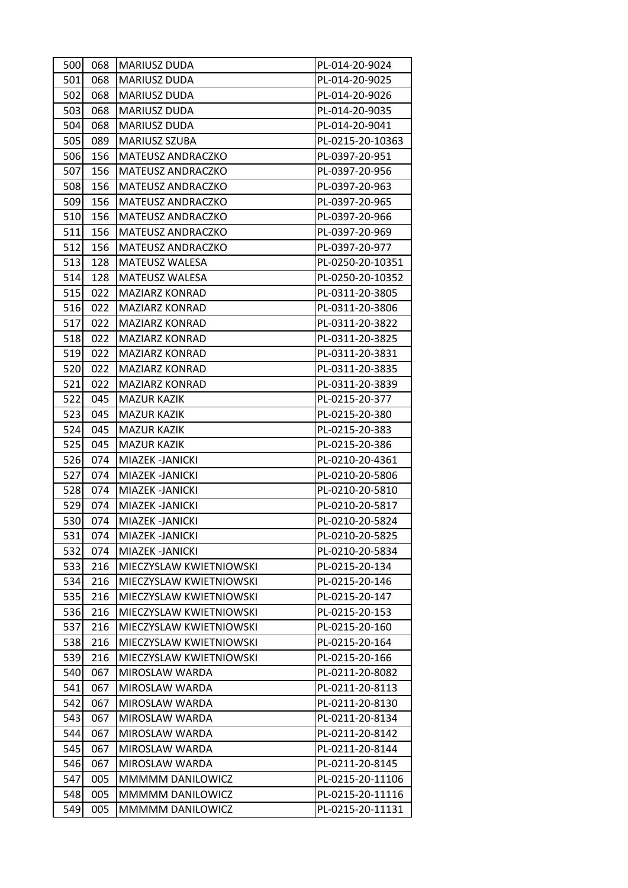| 500 | 068 | MARIUSZ DUDA | PL-014-20-9024 |
|---|---|---|---|
| 501 | 068 | MARIUSZ DUDA | PL-014-20-9025 |
| 502 | 068 | MARIUSZ DUDA | PL-014-20-9026 |
| 503 | 068 | MARIUSZ DUDA | PL-014-20-9035 |
| 504 | 068 | MARIUSZ DUDA | PL-014-20-9041 |
| 505 | 089 | MARIUSZ SZUBA | PL-0215-20-10363 |
| 506 | 156 | MATEUSZ ANDRACZKO | PL-0397-20-951 |
| 507 | 156 | MATEUSZ ANDRACZKO | PL-0397-20-956 |
| 508 | 156 | MATEUSZ ANDRACZKO | PL-0397-20-963 |
| 509 | 156 | MATEUSZ ANDRACZKO | PL-0397-20-965 |
| 510 | 156 | MATEUSZ ANDRACZKO | PL-0397-20-966 |
| 511 | 156 | MATEUSZ ANDRACZKO | PL-0397-20-969 |
| 512 | 156 | MATEUSZ ANDRACZKO | PL-0397-20-977 |
| 513 | 128 | MATEUSZ WALESA | PL-0250-20-10351 |
| 514 | 128 | MATEUSZ WALESA | PL-0250-20-10352 |
| 515 | 022 | MAZIARZ KONRAD | PL-0311-20-3805 |
| 516 | 022 | MAZIARZ KONRAD | PL-0311-20-3806 |
| 517 | 022 | MAZIARZ KONRAD | PL-0311-20-3822 |
| 518 | 022 | MAZIARZ KONRAD | PL-0311-20-3825 |
| 519 | 022 | MAZIARZ KONRAD | PL-0311-20-3831 |
| 520 | 022 | MAZIARZ KONRAD | PL-0311-20-3835 |
| 521 | 022 | MAZIARZ KONRAD | PL-0311-20-3839 |
| 522 | 045 | MAZUR KAZIK | PL-0215-20-377 |
| 523 | 045 | MAZUR KAZIK | PL-0215-20-380 |
| 524 | 045 | MAZUR KAZIK | PL-0215-20-383 |
| 525 | 045 | MAZUR KAZIK | PL-0215-20-386 |
| 526 | 074 | MIAZEK -JANICKI | PL-0210-20-4361 |
| 527 | 074 | MIAZEK -JANICKI | PL-0210-20-5806 |
| 528 | 074 | MIAZEK -JANICKI | PL-0210-20-5810 |
| 529 | 074 | MIAZEK -JANICKI | PL-0210-20-5817 |
| 530 | 074 | MIAZEK -JANICKI | PL-0210-20-5824 |
| 531 | 074 | MIAZEK -JANICKI | PL-0210-20-5825 |
| 532 | 074 | MIAZEK -JANICKI | PL-0210-20-5834 |
| 533 | 216 | MIECZYSLAW KWIETNIOWSKI | PL-0215-20-134 |
| 534 | 216 | MIECZYSLAW KWIETNIOWSKI | PL-0215-20-146 |
| 535 | 216 | MIECZYSLAW KWIETNIOWSKI | PL-0215-20-147 |
| 536 | 216 | MIECZYSLAW KWIETNIOWSKI | PL-0215-20-153 |
| 537 | 216 | MIECZYSLAW KWIETNIOWSKI | PL-0215-20-160 |
| 538 | 216 | MIECZYSLAW KWIETNIOWSKI | PL-0215-20-164 |
| 539 | 216 | MIECZYSLAW KWIETNIOWSKI | PL-0215-20-166 |
| 540 | 067 | MIROSLAW WARDA | PL-0211-20-8082 |
| 541 | 067 | MIROSLAW WARDA | PL-0211-20-8113 |
| 542 | 067 | MIROSLAW WARDA | PL-0211-20-8130 |
| 543 | 067 | MIROSLAW WARDA | PL-0211-20-8134 |
| 544 | 067 | MIROSLAW WARDA | PL-0211-20-8142 |
| 545 | 067 | MIROSLAW WARDA | PL-0211-20-8144 |
| 546 | 067 | MIROSLAW WARDA | PL-0211-20-8145 |
| 547 | 005 | MMMMM DANILOWICZ | PL-0215-20-11106 |
| 548 | 005 | MMMMM DANILOWICZ | PL-0215-20-11116 |
| 549 | 005 | MMMMM DANILOWICZ | PL-0215-20-11131 |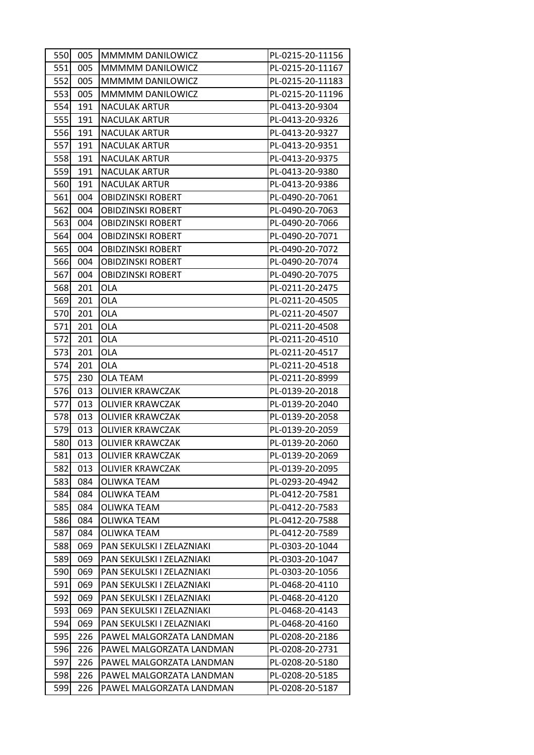| 550 | 005 | MMMMM DANILOWICZ | PL-0215-20-11156 |
|---|---|---|---|
| 551 | 005 | MMMMM DANILOWICZ | PL-0215-20-11167 |
| 552 | 005 | MMMMM DANILOWICZ | PL-0215-20-11183 |
| 553 | 005 | MMMMM DANILOWICZ | PL-0215-20-11196 |
| 554 | 191 | NACULAK ARTUR | PL-0413-20-9304 |
| 555 | 191 | NACULAK ARTUR | PL-0413-20-9326 |
| 556 | 191 | NACULAK ARTUR | PL-0413-20-9327 |
| 557 | 191 | NACULAK ARTUR | PL-0413-20-9351 |
| 558 | 191 | NACULAK ARTUR | PL-0413-20-9375 |
| 559 | 191 | NACULAK ARTUR | PL-0413-20-9380 |
| 560 | 191 | NACULAK ARTUR | PL-0413-20-9386 |
| 561 | 004 | OBIDZINSKI ROBERT | PL-0490-20-7061 |
| 562 | 004 | OBIDZINSKI ROBERT | PL-0490-20-7063 |
| 563 | 004 | OBIDZINSKI ROBERT | PL-0490-20-7066 |
| 564 | 004 | OBIDZINSKI ROBERT | PL-0490-20-7071 |
| 565 | 004 | OBIDZINSKI ROBERT | PL-0490-20-7072 |
| 566 | 004 | OBIDZINSKI ROBERT | PL-0490-20-7074 |
| 567 | 004 | OBIDZINSKI ROBERT | PL-0490-20-7075 |
| 568 | 201 | OLA | PL-0211-20-2475 |
| 569 | 201 | OLA | PL-0211-20-4505 |
| 570 | 201 | OLA | PL-0211-20-4507 |
| 571 | 201 | OLA | PL-0211-20-4508 |
| 572 | 201 | OLA | PL-0211-20-4510 |
| 573 | 201 | OLA | PL-0211-20-4517 |
| 574 | 201 | OLA | PL-0211-20-4518 |
| 575 | 230 | OLA TEAM | PL-0211-20-8999 |
| 576 | 013 | OLIVIER KRAWCZAK | PL-0139-20-2018 |
| 577 | 013 | OLIVIER KRAWCZAK | PL-0139-20-2040 |
| 578 | 013 | OLIVIER KRAWCZAK | PL-0139-20-2058 |
| 579 | 013 | OLIVIER KRAWCZAK | PL-0139-20-2059 |
| 580 | 013 | OLIVIER KRAWCZAK | PL-0139-20-2060 |
| 581 | 013 | OLIVIER KRAWCZAK | PL-0139-20-2069 |
| 582 | 013 | OLIVIER KRAWCZAK | PL-0139-20-2095 |
| 583 | 084 | OLIWKA TEAM | PL-0293-20-4942 |
| 584 | 084 | OLIWKA TEAM | PL-0412-20-7581 |
| 585 | 084 | OLIWKA TEAM | PL-0412-20-7583 |
| 586 | 084 | OLIWKA TEAM | PL-0412-20-7588 |
| 587 | 084 | OLIWKA TEAM | PL-0412-20-7589 |
| 588 | 069 | PAN SEKULSKI I ZELAZNIAKI | PL-0303-20-1044 |
| 589 | 069 | PAN SEKULSKI I ZELAZNIAKI | PL-0303-20-1047 |
| 590 | 069 | PAN SEKULSKI I ZELAZNIAKI | PL-0303-20-1056 |
| 591 | 069 | PAN SEKULSKI I ZELAZNIAKI | PL-0468-20-4110 |
| 592 | 069 | PAN SEKULSKI I ZELAZNIAKI | PL-0468-20-4120 |
| 593 | 069 | PAN SEKULSKI I ZELAZNIAKI | PL-0468-20-4143 |
| 594 | 069 | PAN SEKULSKI I ZELAZNIAKI | PL-0468-20-4160 |
| 595 | 226 | PAWEL MALGORZATA LANDMAN | PL-0208-20-2186 |
| 596 | 226 | PAWEL MALGORZATA LANDMAN | PL-0208-20-2731 |
| 597 | 226 | PAWEL MALGORZATA LANDMAN | PL-0208-20-5180 |
| 598 | 226 | PAWEL MALGORZATA LANDMAN | PL-0208-20-5185 |
| 599 | 226 | PAWEL MALGORZATA LANDMAN | PL-0208-20-5187 |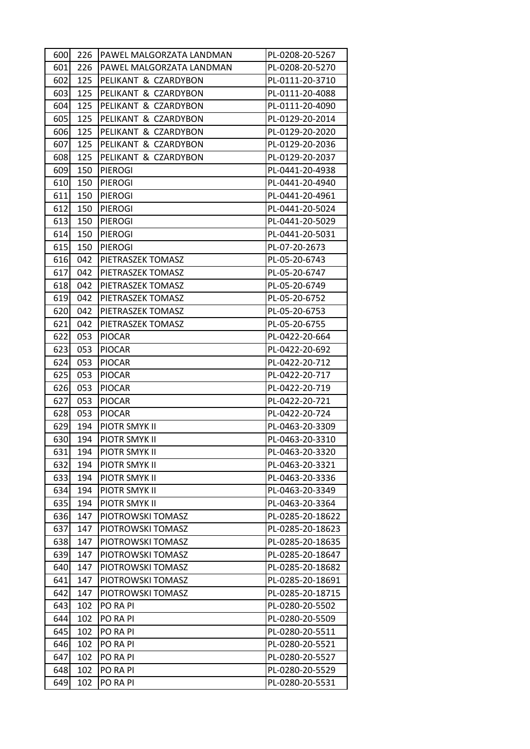| | | | |
|---|---|---|---|
| 600 | 226 | PAWEL MALGORZATA LANDMAN | PL-0208-20-5267 |
| 601 | 226 | PAWEL MALGORZATA LANDMAN | PL-0208-20-5270 |
| 602 | 125 | PELIKANT & CZARDYBON | PL-0111-20-3710 |
| 603 | 125 | PELIKANT & CZARDYBON | PL-0111-20-4088 |
| 604 | 125 | PELIKANT & CZARDYBON | PL-0111-20-4090 |
| 605 | 125 | PELIKANT & CZARDYBON | PL-0129-20-2014 |
| 606 | 125 | PELIKANT & CZARDYBON | PL-0129-20-2020 |
| 607 | 125 | PELIKANT & CZARDYBON | PL-0129-20-2036 |
| 608 | 125 | PELIKANT & CZARDYBON | PL-0129-20-2037 |
| 609 | 150 | PIEROGI | PL-0441-20-4938 |
| 610 | 150 | PIEROGI | PL-0441-20-4940 |
| 611 | 150 | PIEROGI | PL-0441-20-4961 |
| 612 | 150 | PIEROGI | PL-0441-20-5024 |
| 613 | 150 | PIEROGI | PL-0441-20-5029 |
| 614 | 150 | PIEROGI | PL-0441-20-5031 |
| 615 | 150 | PIEROGI | PL-07-20-2673 |
| 616 | 042 | PIETRASZEK TOMASZ | PL-05-20-6743 |
| 617 | 042 | PIETRASZEK TOMASZ | PL-05-20-6747 |
| 618 | 042 | PIETRASZEK TOMASZ | PL-05-20-6749 |
| 619 | 042 | PIETRASZEK TOMASZ | PL-05-20-6752 |
| 620 | 042 | PIETRASZEK TOMASZ | PL-05-20-6753 |
| 621 | 042 | PIETRASZEK TOMASZ | PL-05-20-6755 |
| 622 | 053 | PIOCAR | PL-0422-20-664 |
| 623 | 053 | PIOCAR | PL-0422-20-692 |
| 624 | 053 | PIOCAR | PL-0422-20-712 |
| 625 | 053 | PIOCAR | PL-0422-20-717 |
| 626 | 053 | PIOCAR | PL-0422-20-719 |
| 627 | 053 | PIOCAR | PL-0422-20-721 |
| 628 | 053 | PIOCAR | PL-0422-20-724 |
| 629 | 194 | PIOTR SMYK II | PL-0463-20-3309 |
| 630 | 194 | PIOTR SMYK II | PL-0463-20-3310 |
| 631 | 194 | PIOTR SMYK II | PL-0463-20-3320 |
| 632 | 194 | PIOTR SMYK II | PL-0463-20-3321 |
| 633 | 194 | PIOTR SMYK II | PL-0463-20-3336 |
| 634 | 194 | PIOTR SMYK II | PL-0463-20-3349 |
| 635 | 194 | PIOTR SMYK II | PL-0463-20-3364 |
| 636 | 147 | PIOTROWSKI TOMASZ | PL-0285-20-18622 |
| 637 | 147 | PIOTROWSKI TOMASZ | PL-0285-20-18623 |
| 638 | 147 | PIOTROWSKI TOMASZ | PL-0285-20-18635 |
| 639 | 147 | PIOTROWSKI TOMASZ | PL-0285-20-18647 |
| 640 | 147 | PIOTROWSKI TOMASZ | PL-0285-20-18682 |
| 641 | 147 | PIOTROWSKI TOMASZ | PL-0285-20-18691 |
| 642 | 147 | PIOTROWSKI TOMASZ | PL-0285-20-18715 |
| 643 | 102 | PO RA PI | PL-0280-20-5502 |
| 644 | 102 | PO RA PI | PL-0280-20-5509 |
| 645 | 102 | PO RA PI | PL-0280-20-5511 |
| 646 | 102 | PO RA PI | PL-0280-20-5521 |
| 647 | 102 | PO RA PI | PL-0280-20-5527 |
| 648 | 102 | PO RA PI | PL-0280-20-5529 |
| 649 | 102 | PO RA PI | PL-0280-20-5531 |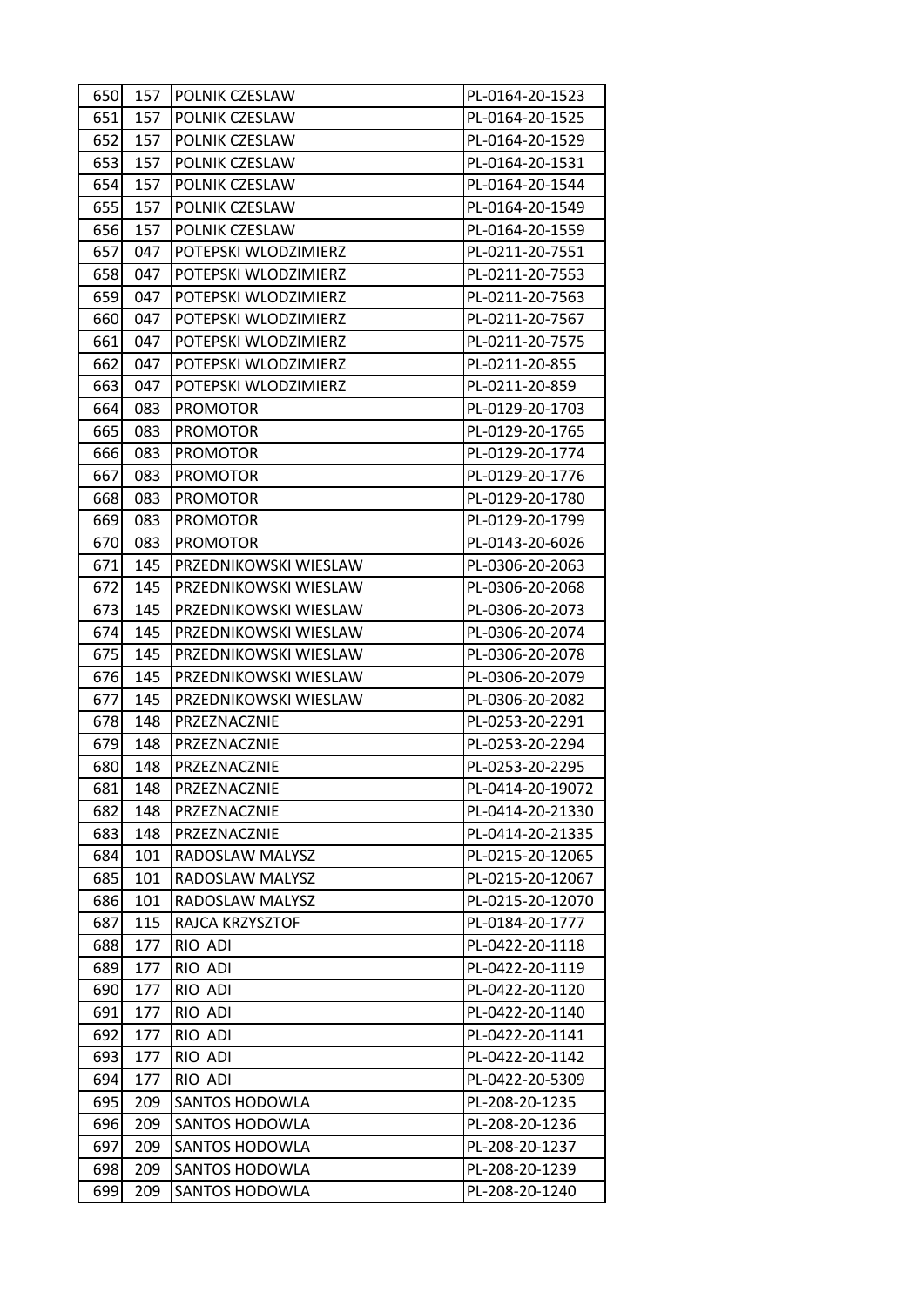| | | | |
|---|---|---|---|
| 650 | 157 | POLNIK CZESLAW | PL-0164-20-1523 |
| 651 | 157 | POLNIK CZESLAW | PL-0164-20-1525 |
| 652 | 157 | POLNIK CZESLAW | PL-0164-20-1529 |
| 653 | 157 | POLNIK CZESLAW | PL-0164-20-1531 |
| 654 | 157 | POLNIK CZESLAW | PL-0164-20-1544 |
| 655 | 157 | POLNIK CZESLAW | PL-0164-20-1549 |
| 656 | 157 | POLNIK CZESLAW | PL-0164-20-1559 |
| 657 | 047 | POTEPSKI WLODZIMIERZ | PL-0211-20-7551 |
| 658 | 047 | POTEPSKI WLODZIMIERZ | PL-0211-20-7553 |
| 659 | 047 | POTEPSKI WLODZIMIERZ | PL-0211-20-7563 |
| 660 | 047 | POTEPSKI WLODZIMIERZ | PL-0211-20-7567 |
| 661 | 047 | POTEPSKI WLODZIMIERZ | PL-0211-20-7575 |
| 662 | 047 | POTEPSKI WLODZIMIERZ | PL-0211-20-855 |
| 663 | 047 | POTEPSKI WLODZIMIERZ | PL-0211-20-859 |
| 664 | 083 | PROMOTOR | PL-0129-20-1703 |
| 665 | 083 | PROMOTOR | PL-0129-20-1765 |
| 666 | 083 | PROMOTOR | PL-0129-20-1774 |
| 667 | 083 | PROMOTOR | PL-0129-20-1776 |
| 668 | 083 | PROMOTOR | PL-0129-20-1780 |
| 669 | 083 | PROMOTOR | PL-0129-20-1799 |
| 670 | 083 | PROMOTOR | PL-0143-20-6026 |
| 671 | 145 | PRZEDNIKOWSKI WIESLAW | PL-0306-20-2063 |
| 672 | 145 | PRZEDNIKOWSKI WIESLAW | PL-0306-20-2068 |
| 673 | 145 | PRZEDNIKOWSKI WIESLAW | PL-0306-20-2073 |
| 674 | 145 | PRZEDNIKOWSKI WIESLAW | PL-0306-20-2074 |
| 675 | 145 | PRZEDNIKOWSKI WIESLAW | PL-0306-20-2078 |
| 676 | 145 | PRZEDNIKOWSKI WIESLAW | PL-0306-20-2079 |
| 677 | 145 | PRZEDNIKOWSKI WIESLAW | PL-0306-20-2082 |
| 678 | 148 | PRZEZNACZNIE | PL-0253-20-2291 |
| 679 | 148 | PRZEZNACZNIE | PL-0253-20-2294 |
| 680 | 148 | PRZEZNACZNIE | PL-0253-20-2295 |
| 681 | 148 | PRZEZNACZNIE | PL-0414-20-19072 |
| 682 | 148 | PRZEZNACZNIE | PL-0414-20-21330 |
| 683 | 148 | PRZEZNACZNIE | PL-0414-20-21335 |
| 684 | 101 | RADOSLAW MALYSZ | PL-0215-20-12065 |
| 685 | 101 | RADOSLAW MALYSZ | PL-0215-20-12067 |
| 686 | 101 | RADOSLAW MALYSZ | PL-0215-20-12070 |
| 687 | 115 | RAJCA KRZYSZTOF | PL-0184-20-1777 |
| 688 | 177 | RIO ADI | PL-0422-20-1118 |
| 689 | 177 | RIO ADI | PL-0422-20-1119 |
| 690 | 177 | RIO ADI | PL-0422-20-1120 |
| 691 | 177 | RIO ADI | PL-0422-20-1140 |
| 692 | 177 | RIO ADI | PL-0422-20-1141 |
| 693 | 177 | RIO ADI | PL-0422-20-1142 |
| 694 | 177 | RIO ADI | PL-0422-20-5309 |
| 695 | 209 | SANTOS HODOWLA | PL-208-20-1235 |
| 696 | 209 | SANTOS HODOWLA | PL-208-20-1236 |
| 697 | 209 | SANTOS HODOWLA | PL-208-20-1237 |
| 698 | 209 | SANTOS HODOWLA | PL-208-20-1239 |
| 699 | 209 | SANTOS HODOWLA | PL-208-20-1240 |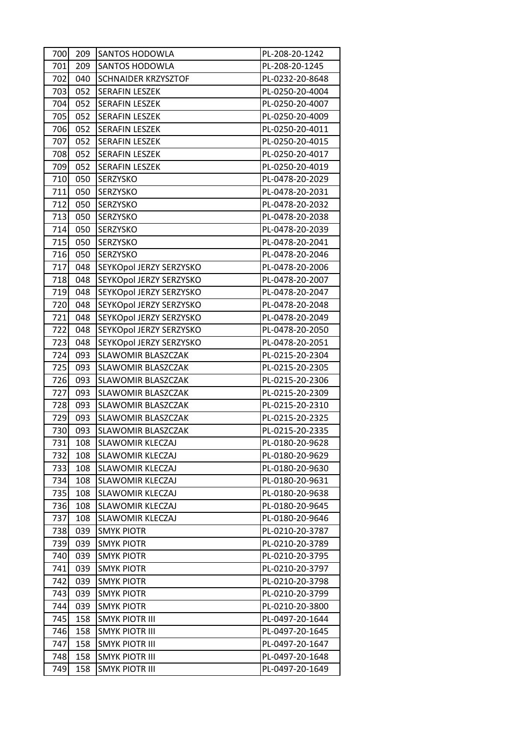| | | | |
|---|---|---|---|
| 700 | 209 | SANTOS HODOWLA | PL-208-20-1242 |
| 701 | 209 | SANTOS HODOWLA | PL-208-20-1245 |
| 702 | 040 | SCHNAIDER KRZYSZTOF | PL-0232-20-8648 |
| 703 | 052 | SERAFIN LESZEK | PL-0250-20-4004 |
| 704 | 052 | SERAFIN LESZEK | PL-0250-20-4007 |
| 705 | 052 | SERAFIN LESZEK | PL-0250-20-4009 |
| 706 | 052 | SERAFIN LESZEK | PL-0250-20-4011 |
| 707 | 052 | SERAFIN LESZEK | PL-0250-20-4015 |
| 708 | 052 | SERAFIN LESZEK | PL-0250-20-4017 |
| 709 | 052 | SERAFIN LESZEK | PL-0250-20-4019 |
| 710 | 050 | SERZYSKO | PL-0478-20-2029 |
| 711 | 050 | SERZYSKO | PL-0478-20-2031 |
| 712 | 050 | SERZYSKO | PL-0478-20-2032 |
| 713 | 050 | SERZYSKO | PL-0478-20-2038 |
| 714 | 050 | SERZYSKO | PL-0478-20-2039 |
| 715 | 050 | SERZYSKO | PL-0478-20-2041 |
| 716 | 050 | SERZYSKO | PL-0478-20-2046 |
| 717 | 048 | SEYKOpol JERZY SERZYSKO | PL-0478-20-2006 |
| 718 | 048 | SEYKOpol JERZY SERZYSKO | PL-0478-20-2007 |
| 719 | 048 | SEYKOpol JERZY SERZYSKO | PL-0478-20-2047 |
| 720 | 048 | SEYKOpol JERZY SERZYSKO | PL-0478-20-2048 |
| 721 | 048 | SEYKOpol JERZY SERZYSKO | PL-0478-20-2049 |
| 722 | 048 | SEYKOpol JERZY SERZYSKO | PL-0478-20-2050 |
| 723 | 048 | SEYKOpol JERZY SERZYSKO | PL-0478-20-2051 |
| 724 | 093 | SLAWOMIR BLASZCZAK | PL-0215-20-2304 |
| 725 | 093 | SLAWOMIR BLASZCZAK | PL-0215-20-2305 |
| 726 | 093 | SLAWOMIR BLASZCZAK | PL-0215-20-2306 |
| 727 | 093 | SLAWOMIR BLASZCZAK | PL-0215-20-2309 |
| 728 | 093 | SLAWOMIR BLASZCZAK | PL-0215-20-2310 |
| 729 | 093 | SLAWOMIR BLASZCZAK | PL-0215-20-2325 |
| 730 | 093 | SLAWOMIR BLASZCZAK | PL-0215-20-2335 |
| 731 | 108 | SLAWOMIR KLECZAJ | PL-0180-20-9628 |
| 732 | 108 | SLAWOMIR KLECZAJ | PL-0180-20-9629 |
| 733 | 108 | SLAWOMIR KLECZAJ | PL-0180-20-9630 |
| 734 | 108 | SLAWOMIR KLECZAJ | PL-0180-20-9631 |
| 735 | 108 | SLAWOMIR KLECZAJ | PL-0180-20-9638 |
| 736 | 108 | SLAWOMIR KLECZAJ | PL-0180-20-9645 |
| 737 | 108 | SLAWOMIR KLECZAJ | PL-0180-20-9646 |
| 738 | 039 | SMYK PIOTR | PL-0210-20-3787 |
| 739 | 039 | SMYK PIOTR | PL-0210-20-3789 |
| 740 | 039 | SMYK PIOTR | PL-0210-20-3795 |
| 741 | 039 | SMYK PIOTR | PL-0210-20-3797 |
| 742 | 039 | SMYK PIOTR | PL-0210-20-3798 |
| 743 | 039 | SMYK PIOTR | PL-0210-20-3799 |
| 744 | 039 | SMYK PIOTR | PL-0210-20-3800 |
| 745 | 158 | SMYK PIOTR III | PL-0497-20-1644 |
| 746 | 158 | SMYK PIOTR III | PL-0497-20-1645 |
| 747 | 158 | SMYK PIOTR III | PL-0497-20-1647 |
| 748 | 158 | SMYK PIOTR III | PL-0497-20-1648 |
| 749 | 158 | SMYK PIOTR III | PL-0497-20-1649 |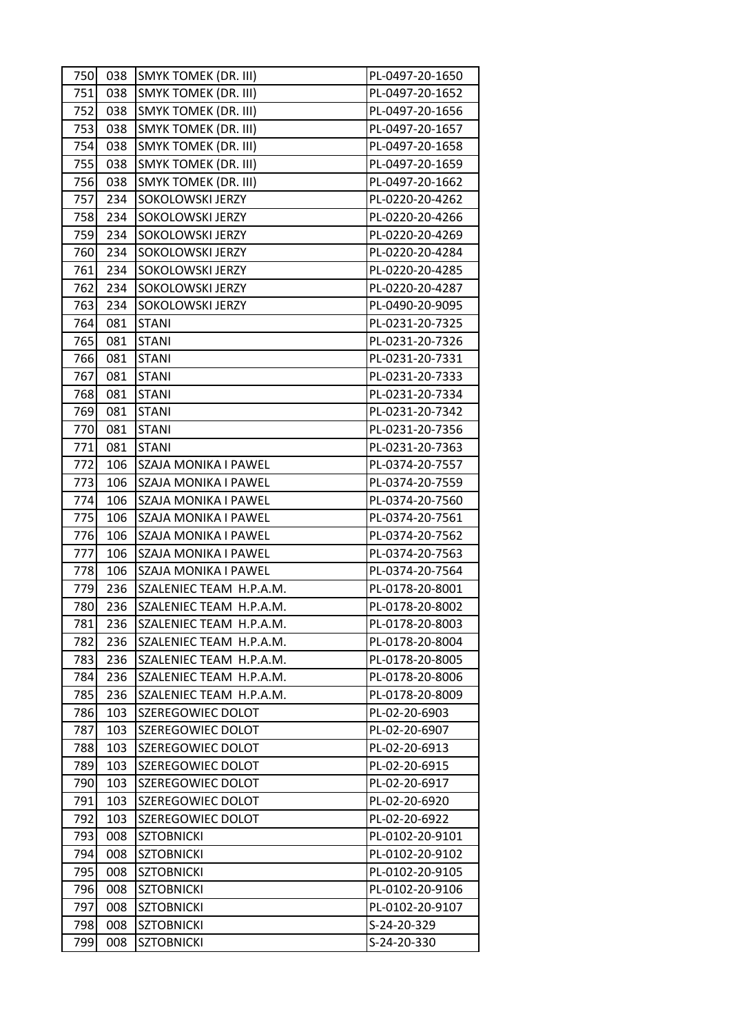| 750 | 038 | SMYK TOMEK (DR. III) | PL-0497-20-1650 |
|---|---|---|---|
| 751 | 038 | SMYK TOMEK (DR. III) | PL-0497-20-1652 |
| 752 | 038 | SMYK TOMEK (DR. III) | PL-0497-20-1656 |
| 753 | 038 | SMYK TOMEK (DR. III) | PL-0497-20-1657 |
| 754 | 038 | SMYK TOMEK (DR. III) | PL-0497-20-1658 |
| 755 | 038 | SMYK TOMEK (DR. III) | PL-0497-20-1659 |
| 756 | 038 | SMYK TOMEK (DR. III) | PL-0497-20-1662 |
| 757 | 234 | SOKOLOWSKI JERZY | PL-0220-20-4262 |
| 758 | 234 | SOKOLOWSKI JERZY | PL-0220-20-4266 |
| 759 | 234 | SOKOLOWSKI JERZY | PL-0220-20-4269 |
| 760 | 234 | SOKOLOWSKI JERZY | PL-0220-20-4284 |
| 761 | 234 | SOKOLOWSKI JERZY | PL-0220-20-4285 |
| 762 | 234 | SOKOLOWSKI JERZY | PL-0220-20-4287 |
| 763 | 234 | SOKOLOWSKI JERZY | PL-0490-20-9095 |
| 764 | 081 | STANI | PL-0231-20-7325 |
| 765 | 081 | STANI | PL-0231-20-7326 |
| 766 | 081 | STANI | PL-0231-20-7331 |
| 767 | 081 | STANI | PL-0231-20-7333 |
| 768 | 081 | STANI | PL-0231-20-7334 |
| 769 | 081 | STANI | PL-0231-20-7342 |
| 770 | 081 | STANI | PL-0231-20-7356 |
| 771 | 081 | STANI | PL-0231-20-7363 |
| 772 | 106 | SZAJA MONIKA I PAWEL | PL-0374-20-7557 |
| 773 | 106 | SZAJA MONIKA I PAWEL | PL-0374-20-7559 |
| 774 | 106 | SZAJA MONIKA I PAWEL | PL-0374-20-7560 |
| 775 | 106 | SZAJA MONIKA I PAWEL | PL-0374-20-7561 |
| 776 | 106 | SZAJA MONIKA I PAWEL | PL-0374-20-7562 |
| 777 | 106 | SZAJA MONIKA I PAWEL | PL-0374-20-7563 |
| 778 | 106 | SZAJA MONIKA I PAWEL | PL-0374-20-7564 |
| 779 | 236 | SZALENIEC TEAM H.P.A.M. | PL-0178-20-8001 |
| 780 | 236 | SZALENIEC TEAM H.P.A.M. | PL-0178-20-8002 |
| 781 | 236 | SZALENIEC TEAM H.P.A.M. | PL-0178-20-8003 |
| 782 | 236 | SZALENIEC TEAM H.P.A.M. | PL-0178-20-8004 |
| 783 | 236 | SZALENIEC TEAM H.P.A.M. | PL-0178-20-8005 |
| 784 | 236 | SZALENIEC TEAM H.P.A.M. | PL-0178-20-8006 |
| 785 | 236 | SZALENIEC TEAM H.P.A.M. | PL-0178-20-8009 |
| 786 | 103 | SZEREGOWIEC DOLOT | PL-02-20-6903 |
| 787 | 103 | SZEREGOWIEC DOLOT | PL-02-20-6907 |
| 788 | 103 | SZEREGOWIEC DOLOT | PL-02-20-6913 |
| 789 | 103 | SZEREGOWIEC DOLOT | PL-02-20-6915 |
| 790 | 103 | SZEREGOWIEC DOLOT | PL-02-20-6917 |
| 791 | 103 | SZEREGOWIEC DOLOT | PL-02-20-6920 |
| 792 | 103 | SZEREGOWIEC DOLOT | PL-02-20-6922 |
| 793 | 008 | SZTOBNICKI | PL-0102-20-9101 |
| 794 | 008 | SZTOBNICKI | PL-0102-20-9102 |
| 795 | 008 | SZTOBNICKI | PL-0102-20-9105 |
| 796 | 008 | SZTOBNICKI | PL-0102-20-9106 |
| 797 | 008 | SZTOBNICKI | PL-0102-20-9107 |
| 798 | 008 | SZTOBNICKI | S-24-20-329 |
| 799 | 008 | SZTOBNICKI | S-24-20-330 |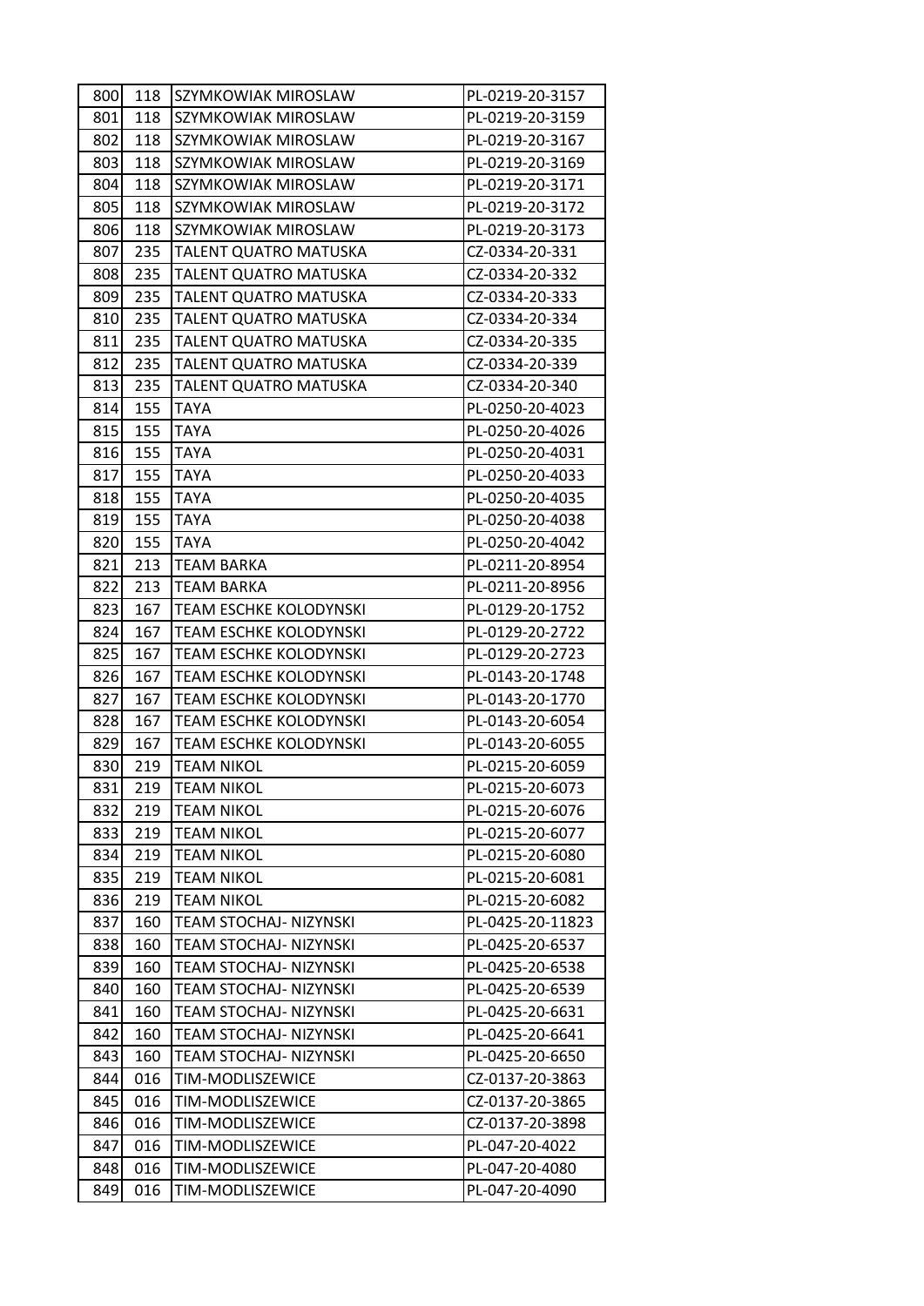| | | | |
|---|---|---|---|
| 800 | 118 | SZYMKOWIAK MIROSLAW | PL-0219-20-3157 |
| 801 | 118 | SZYMKOWIAK MIROSLAW | PL-0219-20-3159 |
| 802 | 118 | SZYMKOWIAK MIROSLAW | PL-0219-20-3167 |
| 803 | 118 | SZYMKOWIAK MIROSLAW | PL-0219-20-3169 |
| 804 | 118 | SZYMKOWIAK MIROSLAW | PL-0219-20-3171 |
| 805 | 118 | SZYMKOWIAK MIROSLAW | PL-0219-20-3172 |
| 806 | 118 | SZYMKOWIAK MIROSLAW | PL-0219-20-3173 |
| 807 | 235 | TALENT QUATRO MATUSKA | CZ-0334-20-331 |
| 808 | 235 | TALENT QUATRO MATUSKA | CZ-0334-20-332 |
| 809 | 235 | TALENT QUATRO MATUSKA | CZ-0334-20-333 |
| 810 | 235 | TALENT QUATRO MATUSKA | CZ-0334-20-334 |
| 811 | 235 | TALENT QUATRO MATUSKA | CZ-0334-20-335 |
| 812 | 235 | TALENT QUATRO MATUSKA | CZ-0334-20-339 |
| 813 | 235 | TALENT QUATRO MATUSKA | CZ-0334-20-340 |
| 814 | 155 | TAYA | PL-0250-20-4023 |
| 815 | 155 | TAYA | PL-0250-20-4026 |
| 816 | 155 | TAYA | PL-0250-20-4031 |
| 817 | 155 | TAYA | PL-0250-20-4033 |
| 818 | 155 | TAYA | PL-0250-20-4035 |
| 819 | 155 | TAYA | PL-0250-20-4038 |
| 820 | 155 | TAYA | PL-0250-20-4042 |
| 821 | 213 | TEAM BARKA | PL-0211-20-8954 |
| 822 | 213 | TEAM BARKA | PL-0211-20-8956 |
| 823 | 167 | TEAM ESCHKE KOLODYNSKI | PL-0129-20-1752 |
| 824 | 167 | TEAM ESCHKE KOLODYNSKI | PL-0129-20-2722 |
| 825 | 167 | TEAM ESCHKE KOLODYNSKI | PL-0129-20-2723 |
| 826 | 167 | TEAM ESCHKE KOLODYNSKI | PL-0143-20-1748 |
| 827 | 167 | TEAM ESCHKE KOLODYNSKI | PL-0143-20-1770 |
| 828 | 167 | TEAM ESCHKE KOLODYNSKI | PL-0143-20-6054 |
| 829 | 167 | TEAM ESCHKE KOLODYNSKI | PL-0143-20-6055 |
| 830 | 219 | TEAM NIKOL | PL-0215-20-6059 |
| 831 | 219 | TEAM NIKOL | PL-0215-20-6073 |
| 832 | 219 | TEAM NIKOL | PL-0215-20-6076 |
| 833 | 219 | TEAM NIKOL | PL-0215-20-6077 |
| 834 | 219 | TEAM NIKOL | PL-0215-20-6080 |
| 835 | 219 | TEAM NIKOL | PL-0215-20-6081 |
| 836 | 219 | TEAM NIKOL | PL-0215-20-6082 |
| 837 | 160 | TEAM STOCHAJ- NIZYNSKI | PL-0425-20-11823 |
| 838 | 160 | TEAM STOCHAJ- NIZYNSKI | PL-0425-20-6537 |
| 839 | 160 | TEAM STOCHAJ- NIZYNSKI | PL-0425-20-6538 |
| 840 | 160 | TEAM STOCHAJ- NIZYNSKI | PL-0425-20-6539 |
| 841 | 160 | TEAM STOCHAJ- NIZYNSKI | PL-0425-20-6631 |
| 842 | 160 | TEAM STOCHAJ- NIZYNSKI | PL-0425-20-6641 |
| 843 | 160 | TEAM STOCHAJ- NIZYNSKI | PL-0425-20-6650 |
| 844 | 016 | TIM-MODLISZEWICE | CZ-0137-20-3863 |
| 845 | 016 | TIM-MODLISZEWICE | CZ-0137-20-3865 |
| 846 | 016 | TIM-MODLISZEWICE | CZ-0137-20-3898 |
| 847 | 016 | TIM-MODLISZEWICE | PL-047-20-4022 |
| 848 | 016 | TIM-MODLISZEWICE | PL-047-20-4080 |
| 849 | 016 | TIM-MODLISZEWICE | PL-047-20-4090 |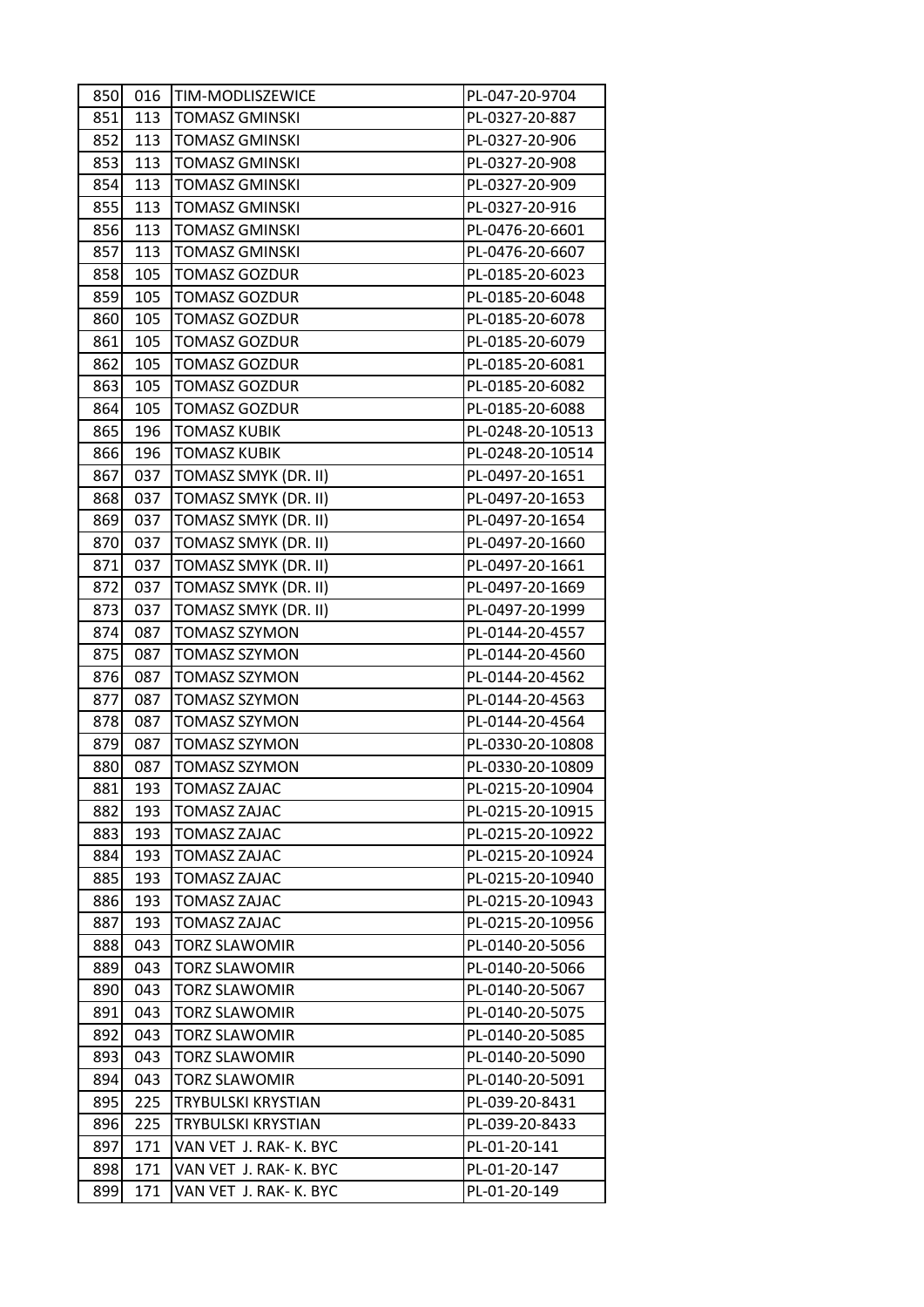| 850 | 016 | TIM-MODLISZEWICE | PL-047-20-9704 |
|---|---|---|---|
| 851 | 113 | TOMASZ GMINSKI | PL-0327-20-887 |
| 852 | 113 | TOMASZ GMINSKI | PL-0327-20-906 |
| 853 | 113 | TOMASZ GMINSKI | PL-0327-20-908 |
| 854 | 113 | TOMASZ GMINSKI | PL-0327-20-909 |
| 855 | 113 | TOMASZ GMINSKI | PL-0327-20-916 |
| 856 | 113 | TOMASZ GMINSKI | PL-0476-20-6601 |
| 857 | 113 | TOMASZ GMINSKI | PL-0476-20-6607 |
| 858 | 105 | TOMASZ GOZDUR | PL-0185-20-6023 |
| 859 | 105 | TOMASZ GOZDUR | PL-0185-20-6048 |
| 860 | 105 | TOMASZ GOZDUR | PL-0185-20-6078 |
| 861 | 105 | TOMASZ GOZDUR | PL-0185-20-6079 |
| 862 | 105 | TOMASZ GOZDUR | PL-0185-20-6081 |
| 863 | 105 | TOMASZ GOZDUR | PL-0185-20-6082 |
| 864 | 105 | TOMASZ GOZDUR | PL-0185-20-6088 |
| 865 | 196 | TOMASZ KUBIK | PL-0248-20-10513 |
| 866 | 196 | TOMASZ KUBIK | PL-0248-20-10514 |
| 867 | 037 | TOMASZ SMYK (DR. II) | PL-0497-20-1651 |
| 868 | 037 | TOMASZ SMYK (DR. II) | PL-0497-20-1653 |
| 869 | 037 | TOMASZ SMYK (DR. II) | PL-0497-20-1654 |
| 870 | 037 | TOMASZ SMYK (DR. II) | PL-0497-20-1660 |
| 871 | 037 | TOMASZ SMYK (DR. II) | PL-0497-20-1661 |
| 872 | 037 | TOMASZ SMYK (DR. II) | PL-0497-20-1669 |
| 873 | 037 | TOMASZ SMYK (DR. II) | PL-0497-20-1999 |
| 874 | 087 | TOMASZ SZYMON | PL-0144-20-4557 |
| 875 | 087 | TOMASZ SZYMON | PL-0144-20-4560 |
| 876 | 087 | TOMASZ SZYMON | PL-0144-20-4562 |
| 877 | 087 | TOMASZ SZYMON | PL-0144-20-4563 |
| 878 | 087 | TOMASZ SZYMON | PL-0144-20-4564 |
| 879 | 087 | TOMASZ SZYMON | PL-0330-20-10808 |
| 880 | 087 | TOMASZ SZYMON | PL-0330-20-10809 |
| 881 | 193 | TOMASZ ZAJAC | PL-0215-20-10904 |
| 882 | 193 | TOMASZ ZAJAC | PL-0215-20-10915 |
| 883 | 193 | TOMASZ ZAJAC | PL-0215-20-10922 |
| 884 | 193 | TOMASZ ZAJAC | PL-0215-20-10924 |
| 885 | 193 | TOMASZ ZAJAC | PL-0215-20-10940 |
| 886 | 193 | TOMASZ ZAJAC | PL-0215-20-10943 |
| 887 | 193 | TOMASZ ZAJAC | PL-0215-20-10956 |
| 888 | 043 | TORZ SLAWOMIR | PL-0140-20-5056 |
| 889 | 043 | TORZ SLAWOMIR | PL-0140-20-5066 |
| 890 | 043 | TORZ SLAWOMIR | PL-0140-20-5067 |
| 891 | 043 | TORZ SLAWOMIR | PL-0140-20-5075 |
| 892 | 043 | TORZ SLAWOMIR | PL-0140-20-5085 |
| 893 | 043 | TORZ SLAWOMIR | PL-0140-20-5090 |
| 894 | 043 | TORZ SLAWOMIR | PL-0140-20-5091 |
| 895 | 225 | TRYBULSKI KRYSTIAN | PL-039-20-8431 |
| 896 | 225 | TRYBULSKI KRYSTIAN | PL-039-20-8433 |
| 897 | 171 | VAN VET J. RAK- K. BYC | PL-01-20-141 |
| 898 | 171 | VAN VET J. RAK- K. BYC | PL-01-20-147 |
| 899 | 171 | VAN VET J. RAK- K. BYC | PL-01-20-149 |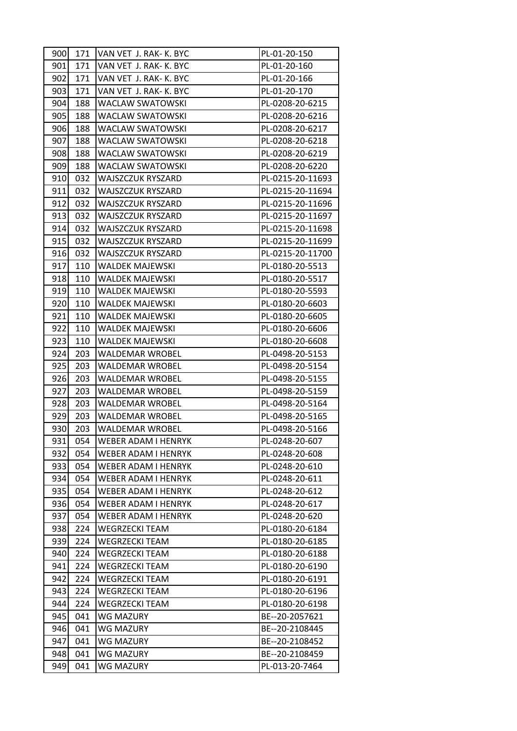| 900 | 171 | VAN VET J. RAK- K. BYC | PL-01-20-150 |
|---|---|---|---|
| 901 | 171 | VAN VET J. RAK- K. BYC | PL-01-20-160 |
| 902 | 171 | VAN VET J. RAK- K. BYC | PL-01-20-166 |
| 903 | 171 | VAN VET J. RAK- K. BYC | PL-01-20-170 |
| 904 | 188 | WACLAW SWATOWSKI | PL-0208-20-6215 |
| 905 | 188 | WACLAW SWATOWSKI | PL-0208-20-6216 |
| 906 | 188 | WACLAW SWATOWSKI | PL-0208-20-6217 |
| 907 | 188 | WACLAW SWATOWSKI | PL-0208-20-6218 |
| 908 | 188 | WACLAW SWATOWSKI | PL-0208-20-6219 |
| 909 | 188 | WACLAW SWATOWSKI | PL-0208-20-6220 |
| 910 | 032 | WAJSZCZUK RYSZARD | PL-0215-20-11693 |
| 911 | 032 | WAJSZCZUK RYSZARD | PL-0215-20-11694 |
| 912 | 032 | WAJSZCZUK RYSZARD | PL-0215-20-11696 |
| 913 | 032 | WAJSZCZUK RYSZARD | PL-0215-20-11697 |
| 914 | 032 | WAJSZCZUK RYSZARD | PL-0215-20-11698 |
| 915 | 032 | WAJSZCZUK RYSZARD | PL-0215-20-11699 |
| 916 | 032 | WAJSZCZUK RYSZARD | PL-0215-20-11700 |
| 917 | 110 | WALDEK MAJEWSKI | PL-0180-20-5513 |
| 918 | 110 | WALDEK MAJEWSKI | PL-0180-20-5517 |
| 919 | 110 | WALDEK MAJEWSKI | PL-0180-20-5593 |
| 920 | 110 | WALDEK MAJEWSKI | PL-0180-20-6603 |
| 921 | 110 | WALDEK MAJEWSKI | PL-0180-20-6605 |
| 922 | 110 | WALDEK MAJEWSKI | PL-0180-20-6606 |
| 923 | 110 | WALDEK MAJEWSKI | PL-0180-20-6608 |
| 924 | 203 | WALDEMAR WROBEL | PL-0498-20-5153 |
| 925 | 203 | WALDEMAR WROBEL | PL-0498-20-5154 |
| 926 | 203 | WALDEMAR WROBEL | PL-0498-20-5155 |
| 927 | 203 | WALDEMAR WROBEL | PL-0498-20-5159 |
| 928 | 203 | WALDEMAR WROBEL | PL-0498-20-5164 |
| 929 | 203 | WALDEMAR WROBEL | PL-0498-20-5165 |
| 930 | 203 | WALDEMAR WROBEL | PL-0498-20-5166 |
| 931 | 054 | WEBER ADAM I HENRYK | PL-0248-20-607 |
| 932 | 054 | WEBER ADAM I HENRYK | PL-0248-20-608 |
| 933 | 054 | WEBER ADAM I HENRYK | PL-0248-20-610 |
| 934 | 054 | WEBER ADAM I HENRYK | PL-0248-20-611 |
| 935 | 054 | WEBER ADAM I HENRYK | PL-0248-20-612 |
| 936 | 054 | WEBER ADAM I HENRYK | PL-0248-20-617 |
| 937 | 054 | WEBER ADAM I HENRYK | PL-0248-20-620 |
| 938 | 224 | WEGRZECKI TEAM | PL-0180-20-6184 |
| 939 | 224 | WEGRZECKI TEAM | PL-0180-20-6185 |
| 940 | 224 | WEGRZECKI TEAM | PL-0180-20-6188 |
| 941 | 224 | WEGRZECKI TEAM | PL-0180-20-6190 |
| 942 | 224 | WEGRZECKI TEAM | PL-0180-20-6191 |
| 943 | 224 | WEGRZECKI TEAM | PL-0180-20-6196 |
| 944 | 224 | WEGRZECKI TEAM | PL-0180-20-6198 |
| 945 | 041 | WG MAZURY | BE--20-2057621 |
| 946 | 041 | WG MAZURY | BE--20-2108445 |
| 947 | 041 | WG MAZURY | BE--20-2108452 |
| 948 | 041 | WG MAZURY | BE--20-2108459 |
| 949 | 041 | WG MAZURY | PL-013-20-7464 |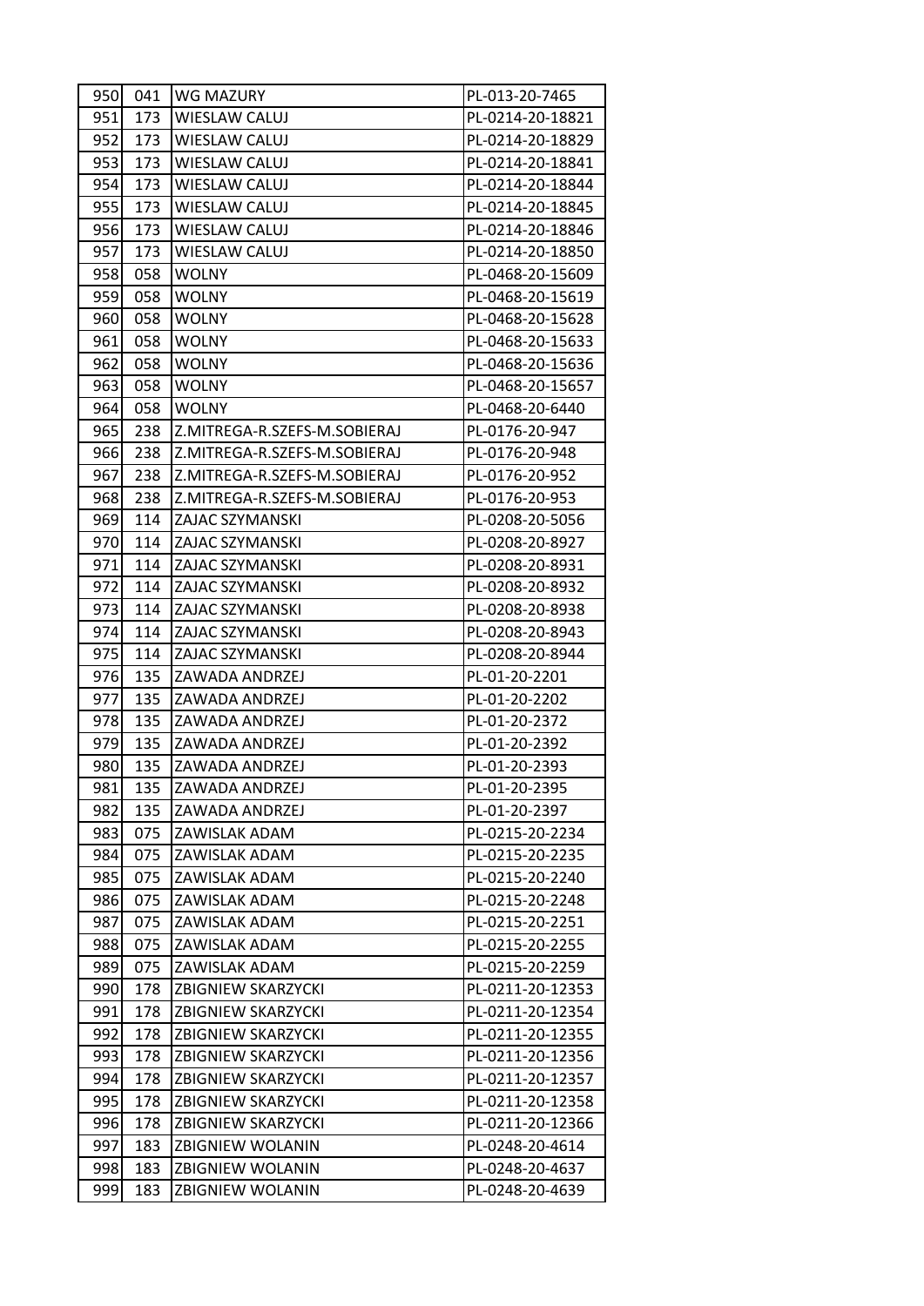| 950 | 041 | WG MAZURY | PL-013-20-7465 |
|---|---|---|---|
| 951 | 173 | WIESLAW CALUJ | PL-0214-20-18821 |
| 952 | 173 | WIESLAW CALUJ | PL-0214-20-18829 |
| 953 | 173 | WIESLAW CALUJ | PL-0214-20-18841 |
| 954 | 173 | WIESLAW CALUJ | PL-0214-20-18844 |
| 955 | 173 | WIESLAW CALUJ | PL-0214-20-18845 |
| 956 | 173 | WIESLAW CALUJ | PL-0214-20-18846 |
| 957 | 173 | WIESLAW CALUJ | PL-0214-20-18850 |
| 958 | 058 | WOLNY | PL-0468-20-15609 |
| 959 | 058 | WOLNY | PL-0468-20-15619 |
| 960 | 058 | WOLNY | PL-0468-20-15628 |
| 961 | 058 | WOLNY | PL-0468-20-15633 |
| 962 | 058 | WOLNY | PL-0468-20-15636 |
| 963 | 058 | WOLNY | PL-0468-20-15657 |
| 964 | 058 | WOLNY | PL-0468-20-6440 |
| 965 | 238 | Z.MITREGA-R.SZEFS-M.SOBIERAJ | PL-0176-20-947 |
| 966 | 238 | Z.MITREGA-R.SZEFS-M.SOBIERAJ | PL-0176-20-948 |
| 967 | 238 | Z.MITREGA-R.SZEFS-M.SOBIERAJ | PL-0176-20-952 |
| 968 | 238 | Z.MITREGA-R.SZEFS-M.SOBIERAJ | PL-0176-20-953 |
| 969 | 114 | ZAJAC SZYMANSKI | PL-0208-20-5056 |
| 970 | 114 | ZAJAC SZYMANSKI | PL-0208-20-8927 |
| 971 | 114 | ZAJAC SZYMANSKI | PL-0208-20-8931 |
| 972 | 114 | ZAJAC SZYMANSKI | PL-0208-20-8932 |
| 973 | 114 | ZAJAC SZYMANSKI | PL-0208-20-8938 |
| 974 | 114 | ZAJAC SZYMANSKI | PL-0208-20-8943 |
| 975 | 114 | ZAJAC SZYMANSKI | PL-0208-20-8944 |
| 976 | 135 | ZAWADA ANDRZEJ | PL-01-20-2201 |
| 977 | 135 | ZAWADA ANDRZEJ | PL-01-20-2202 |
| 978 | 135 | ZAWADA ANDRZEJ | PL-01-20-2372 |
| 979 | 135 | ZAWADA ANDRZEJ | PL-01-20-2392 |
| 980 | 135 | ZAWADA ANDRZEJ | PL-01-20-2393 |
| 981 | 135 | ZAWADA ANDRZEJ | PL-01-20-2395 |
| 982 | 135 | ZAWADA ANDRZEJ | PL-01-20-2397 |
| 983 | 075 | ZAWISLAK ADAM | PL-0215-20-2234 |
| 984 | 075 | ZAWISLAK ADAM | PL-0215-20-2235 |
| 985 | 075 | ZAWISLAK ADAM | PL-0215-20-2240 |
| 986 | 075 | ZAWISLAK ADAM | PL-0215-20-2248 |
| 987 | 075 | ZAWISLAK ADAM | PL-0215-20-2251 |
| 988 | 075 | ZAWISLAK ADAM | PL-0215-20-2255 |
| 989 | 075 | ZAWISLAK ADAM | PL-0215-20-2259 |
| 990 | 178 | ZBIGNIEW SKARZYCKI | PL-0211-20-12353 |
| 991 | 178 | ZBIGNIEW SKARZYCKI | PL-0211-20-12354 |
| 992 | 178 | ZBIGNIEW SKARZYCKI | PL-0211-20-12355 |
| 993 | 178 | ZBIGNIEW SKARZYCKI | PL-0211-20-12356 |
| 994 | 178 | ZBIGNIEW SKARZYCKI | PL-0211-20-12357 |
| 995 | 178 | ZBIGNIEW SKARZYCKI | PL-0211-20-12358 |
| 996 | 178 | ZBIGNIEW SKARZYCKI | PL-0211-20-12366 |
| 997 | 183 | ZBIGNIEW WOLANIN | PL-0248-20-4614 |
| 998 | 183 | ZBIGNIEW WOLANIN | PL-0248-20-4637 |
| 999 | 183 | ZBIGNIEW WOLANIN | PL-0248-20-4639 |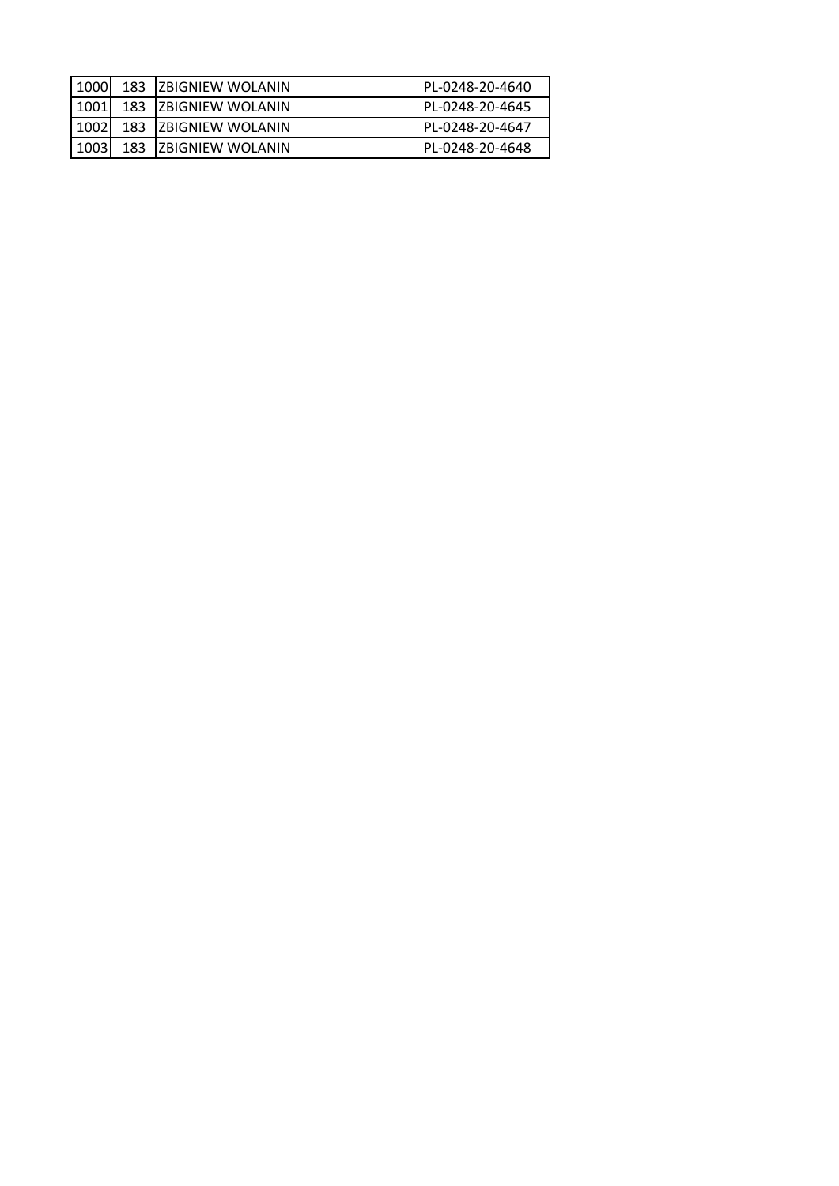| | | | |
|---|---|---|---|
| 1000 | 183 | ZBIGNIEW WOLANIN | PL-0248-20-4640 |
| 1001 | 183 | ZBIGNIEW WOLANIN | PL-0248-20-4645 |
| 1002 | 183 | ZBIGNIEW WOLANIN | PL-0248-20-4647 |
| 1003 | 183 | ZBIGNIEW WOLANIN | PL-0248-20-4648 |